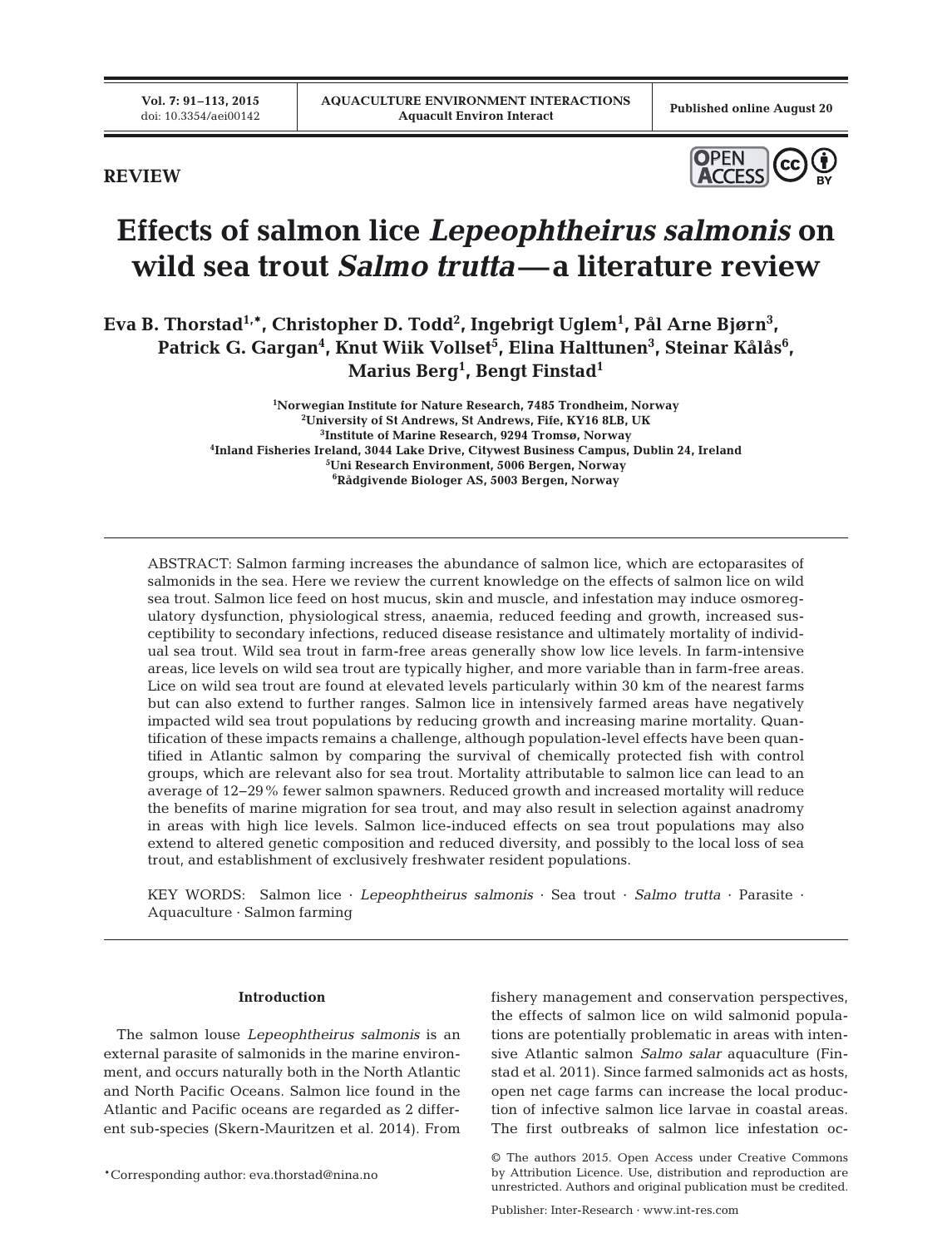REVIEW

# Effects of salmon lice *Lepeophtheirus salmonis* on wild sea trout *Salmo trutta*—a literature review

**Eva B. Thorstad[1,*], Christopher D. Todd[2], Ingebrigt Uglem[1], Pål Arne Bjørn[3], Patrick G. Gargan[4], Knut Wiik Vollset[5], Elina Halttunen[3], Steinar Kålås[6], Marius Berg[1], Bengt Finstad[1]**

[1]Norwegian Institute for Nature Research, 7485 Trondheim, Norway
[2]University of St Andrews, St Andrews, Fife, KY16 8LB, UK
[3]Institute of Marine Research, 9294 Tromsø, Norway
[4]Inland Fisheries Ireland, 3044 Lake Drive, Citywest Business Campus, Dublin 24, Ireland
[5]Uni Research Environment, 5006 Bergen, Norway
[6]Rådgivende Biologer AS, 5003 Bergen, Norway

ABSTRACT: Salmon farming increases the abundance of salmon lice, which are ectoparasites of salmonids in the sea. Here we review the current knowledge on the effects of salmon lice on wild sea trout. Salmon lice feed on host mucus, skin and muscle, and infestation may induce osmoregulatory dysfunction, physiological stress, anaemia, reduced feeding and growth, increased susceptibility to secondary infections, reduced disease resistance and ultimately mortality of individual sea trout. Wild sea trout in farm-free areas generally show low lice levels. In farm-intensive areas, lice levels on wild sea trout are typically higher, and more variable than in farm-free areas. Lice on wild sea trout are found at elevated levels particularly within 30 km of the nearest farms but can also extend to further ranges. Salmon lice in intensively farmed areas have negatively impacted wild sea trout populations by reducing growth and increasing marine mortality. Quantification of these impacts remains a challenge, although population-level effects have been quantified in Atlantic salmon by comparing the survival of chemically protected fish with control groups, which are relevant also for sea trout. Mortality attributable to salmon lice can lead to an average of 12–29% fewer salmon spawners. Reduced growth and increased mortality will reduce the benefits of marine migration for sea trout, and may also result in selection against anadromy in areas with high lice levels. Salmon lice-induced effects on sea trout populations may also extend to altered genetic composition and reduced diversity, and possibly to the local loss of sea trout, and establishment of exclusively freshwater resident populations.

KEY WORDS: Salmon lice · *Lepeophtheirus salmonis* · Sea trout · *Salmo trutta* · Parasite · Aquaculture · Salmon farming

## Introduction

The salmon louse *Lepeophtheirus salmonis* is an external parasite of salmonids in the marine environment, and occurs naturally both in the North Atlantic and North Pacific Oceans. Salmon lice found in the Atlantic and Pacific oceans are regarded as 2 different sub-species (Skern-Mauritzen et al. 2014). From fishery management and conservation perspectives, the effects of salmon lice on wild salmonid populations are potentially problematic in areas with intensive Atlantic salmon *Salmo salar* aquaculture (Finstad et al. 2011). Since farmed salmonids act as hosts, open net cage farms can increase the local production of infective salmon lice larvae in coastal areas. The first outbreaks of salmon lice infestation oc-

*Corresponding author: eva.thorstad@nina.no

© The authors 2015. Open Access under Creative Commons by Attribution Licence. Use, distribution and reproduction are unrestricted. Authors and original publication must be credited.

Publisher: Inter-Research · www.int-res.com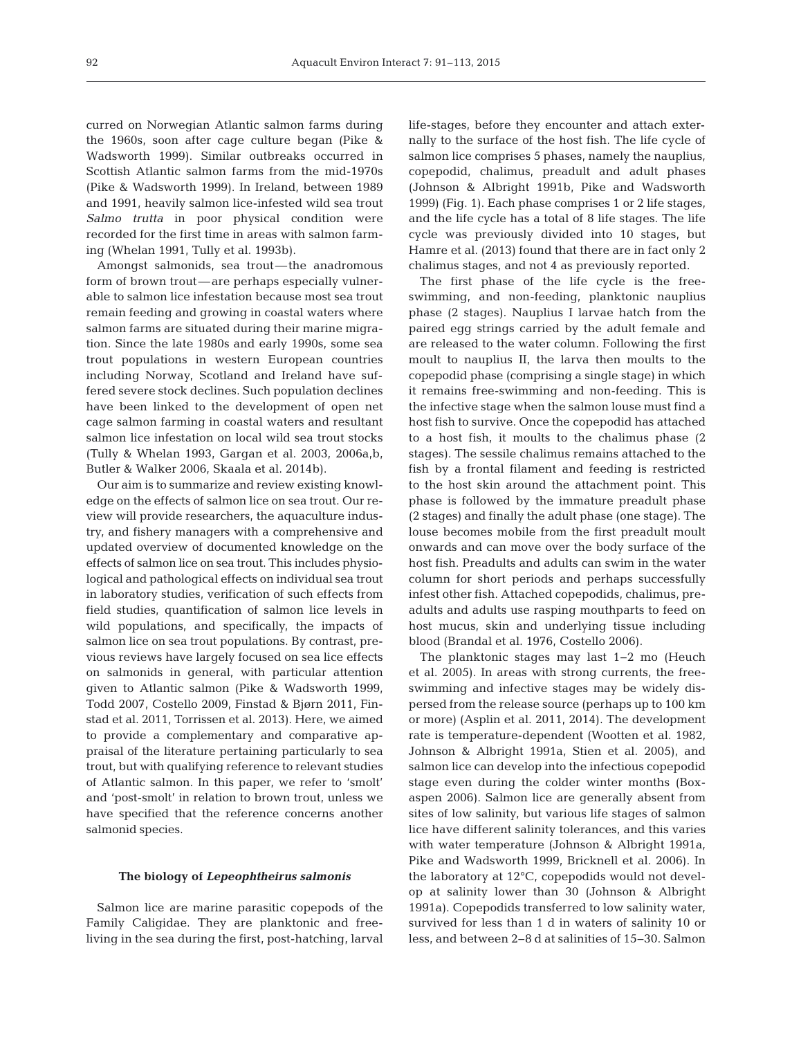curred on Norwegian Atlantic salmon farms during the 1960s, soon after cage culture began (Pike & Wadsworth 1999). Similar outbreaks occurred in Scottish Atlantic salmon farms from the mid-1970s (Pike & Wadsworth 1999). In Ireland, between 1989 and 1991, heavily salmon lice-infested wild sea trout *Salmo trutta* in poor physical condition were recorded for the first time in areas with salmon farming (Whelan 1991, Tully et al. 1993b).

Amongst salmonids, sea trout — the anadromous form of brown trout — are perhaps especially vulnerable to salmon lice infestation because most sea trout remain feeding and growing in coastal waters where salmon farms are situated during their marine migration. Since the late 1980s and early 1990s, some sea trout populations in western European countries including Norway, Scotland and Ireland have suffered severe stock declines. Such population declines have been linked to the development of open net cage salmon farming in coastal waters and resultant salmon lice infestation on local wild sea trout stocks (Tully & Whelan 1993, Gargan et al. 2003, 2006a,b, Butler & Walker 2006, Skaala et al. 2014b).

Our aim is to summarize and review existing knowledge on the effects of salmon lice on sea trout. Our review will provide researchers, the aquaculture industry, and fishery managers with a comprehensive and updated overview of documented knowledge on the effects of salmon lice on sea trout. This includes physiological and pathological effects on individual sea trout in laboratory studies, verification of such effects from field studies, quantification of salmon lice levels in wild populations, and specifically, the impacts of salmon lice on sea trout populations. By contrast, previous reviews have largely focused on sea lice effects on salmonids in general, with particular attention given to Atlantic salmon (Pike & Wadsworth 1999, Todd 2007, Costello 2009, Finstad & Bjørn 2011, Finstad et al. 2011, Torrissen et al. 2013). Here, we aimed to provide a complementary and comparative appraisal of the literature pertaining particularly to sea trout, but with qualifying reference to relevant studies of Atlantic salmon. In this paper, we refer to 'smolt' and 'post-smolt' in relation to brown trout, unless we have specified that the reference concerns another salmonid species.

## The biology of *Lepeophtheirus salmonis*

Salmon lice are marine parasitic copepods of the Family Caligidae. They are planktonic and free-living in the sea during the first, post-hatching, larval life-stages, before they encounter and attach externally to the surface of the host fish. The life cycle of salmon lice comprises 5 phases, namely the nauplius, copepodid, chalimus, preadult and adult phases (Johnson & Albright 1991b, Pike and Wadsworth 1999) (Fig. 1). Each phase comprises 1 or 2 life stages, and the life cycle has a total of 8 life stages. The life cycle was previously divided into 10 stages, but Hamre et al. (2013) found that there are in fact only 2 chalimus stages, and not 4 as previously reported.

The first phase of the life cycle is the free-swimming, and non-feeding, planktonic nauplius phase (2 stages). Nauplius I larvae hatch from the paired egg strings carried by the adult female and are released to the water column. Following the first moult to nauplius II, the larva then moults to the copepodid phase (comprising a single stage) in which it remains free-swimming and non-feeding. This is the infective stage when the salmon louse must find a host fish to survive. Once the copepodid has attached to a host fish, it moults to the chalimus phase (2 stages). The sessile chalimus remains attached to the fish by a frontal filament and feeding is restricted to the host skin around the attachment point. This phase is followed by the immature preadult phase (2 stages) and finally the adult phase (one stage). The louse becomes mobile from the first preadult moult onwards and can move over the body surface of the host fish. Preadults and adults can swim in the water column for short periods and perhaps successfully infest other fish. Attached copepodids, chalimus, preadults and adults use rasping mouthparts to feed on host mucus, skin and underlying tissue including blood (Brandal et al. 1976, Costello 2006).

The planktonic stages may last 1–2 mo (Heuch et al. 2005). In areas with strong currents, the free-swimming and infective stages may be widely dispersed from the release source (perhaps up to 100 km or more) (Asplin et al. 2011, 2014). The development rate is temperature-dependent (Wootten et al. 1982, Johnson & Albright 1991a, Stien et al. 2005), and salmon lice can develop into the infectious copepodid stage even during the colder winter months (Boxaspen 2006). Salmon lice are generally absent from sites of low salinity, but various life stages of salmon lice have different salinity tolerances, and this varies with water temperature (Johnson & Albright 1991a, Pike and Wadsworth 1999, Bricknell et al. 2006). In the laboratory at 12°C, copepodids would not develop at salinity lower than 30 (Johnson & Albright 1991a). Copepodids transferred to low salinity water, survived for less than 1 d in waters of salinity 10 or less, and between 2–8 d at salinities of 15–30. Salmon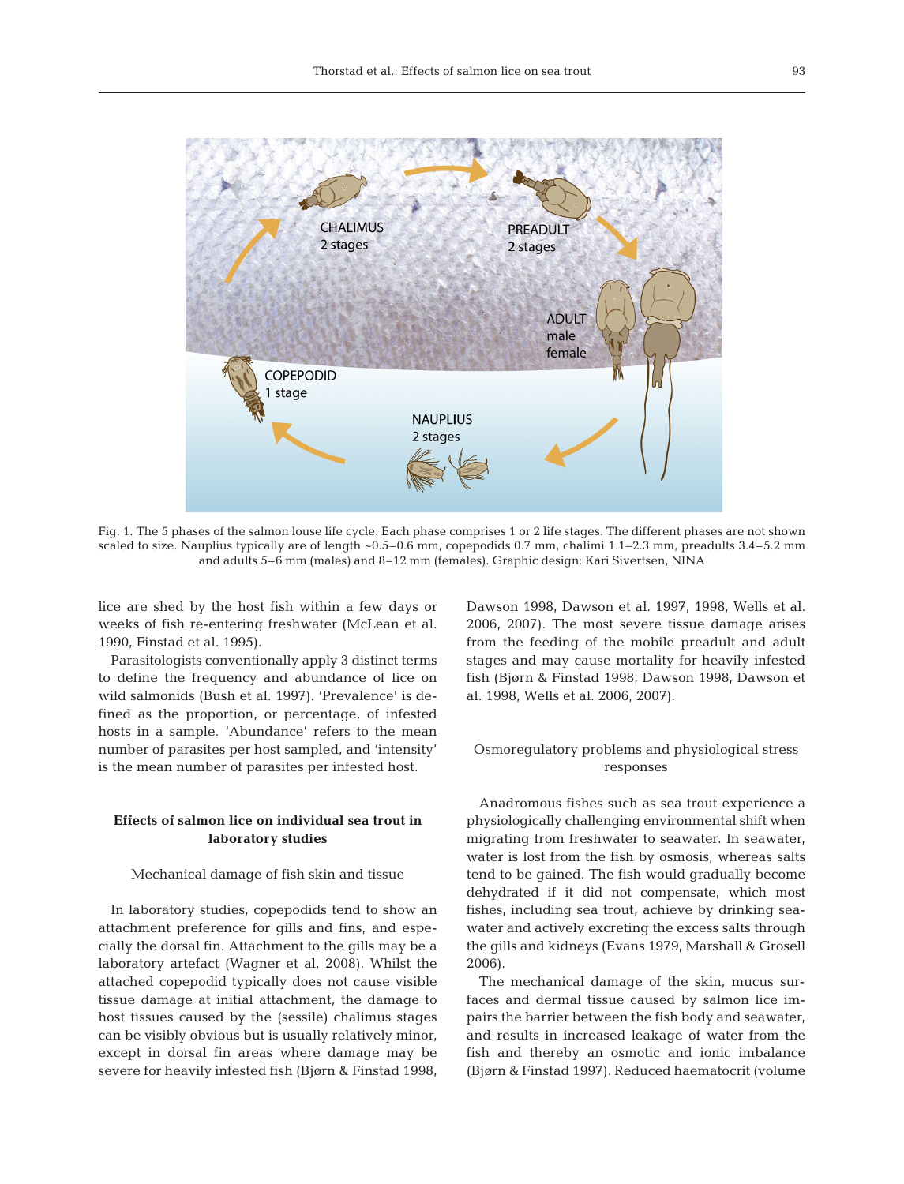Fig. 1. The 5 phases of the salmon louse life cycle. Each phase comprises 1 or 2 life stages. The different phases are not shown scaled to size. Nauplius typically are of length ~0.5–0.6 mm, copepodids 0.7 mm, chalimi 1.1–2.3 mm, preadults 3.4–5.2 mm and adults 5–6 mm (males) and 8–12 mm (females). Graphic design: Kari Sivertsen, NINA

lice are shed by the host fish within a few days or weeks of fish re-entering freshwater (McLean et al. 1990, Finstad et al. 1995).

Parasitologists conventionally apply 3 distinct terms to define the frequency and abundance of lice on wild salmonids (Bush et al. 1997). 'Prevalence' is defined as the proportion, or percentage, of infested hosts in a sample. 'Abundance' refers to the mean number of parasites per host sampled, and 'intensity' is the mean number of parasites per infested host.

## Effects of salmon lice on individual sea trout in laboratory studies

### Mechanical damage of fish skin and tissue

In laboratory studies, copepodids tend to show an attachment preference for gills and fins, and especially the dorsal fin. Attachment to the gills may be a laboratory artefact (Wagner et al. 2008). Whilst the attached copepodid typically does not cause visible tissue damage at initial attachment, the damage to host tissues caused by the (sessile) chalimus stages can be visibly obvious but is usually relatively minor, except in dorsal fin areas where damage may be severe for heavily infested fish (Bjørn & Finstad 1998, Dawson 1998, Dawson et al. 1997, 1998, Wells et al. 2006, 2007). The most severe tissue damage arises from the feeding of the mobile preadult and adult stages and may cause mortality for heavily infested fish (Bjørn & Finstad 1998, Dawson 1998, Dawson et al. 1998, Wells et al. 2006, 2007).

### Osmoregulatory problems and physiological stress responses

Anadromous fishes such as sea trout experience a physiologically challenging environmental shift when migrating from freshwater to seawater. In seawater, water is lost from the fish by osmosis, whereas salts tend to be gained. The fish would gradually become dehydrated if it did not compensate, which most fishes, including sea trout, achieve by drinking seawater and actively excreting the excess salts through the gills and kidneys (Evans 1979, Marshall & Grosell 2006).

The mechanical damage of the skin, mucus surfaces and dermal tissue caused by salmon lice impairs the barrier between the fish body and seawater, and results in increased leakage of water from the fish and thereby an osmotic and ionic imbalance (Bjørn & Finstad 1997). Reduced haematocrit (volume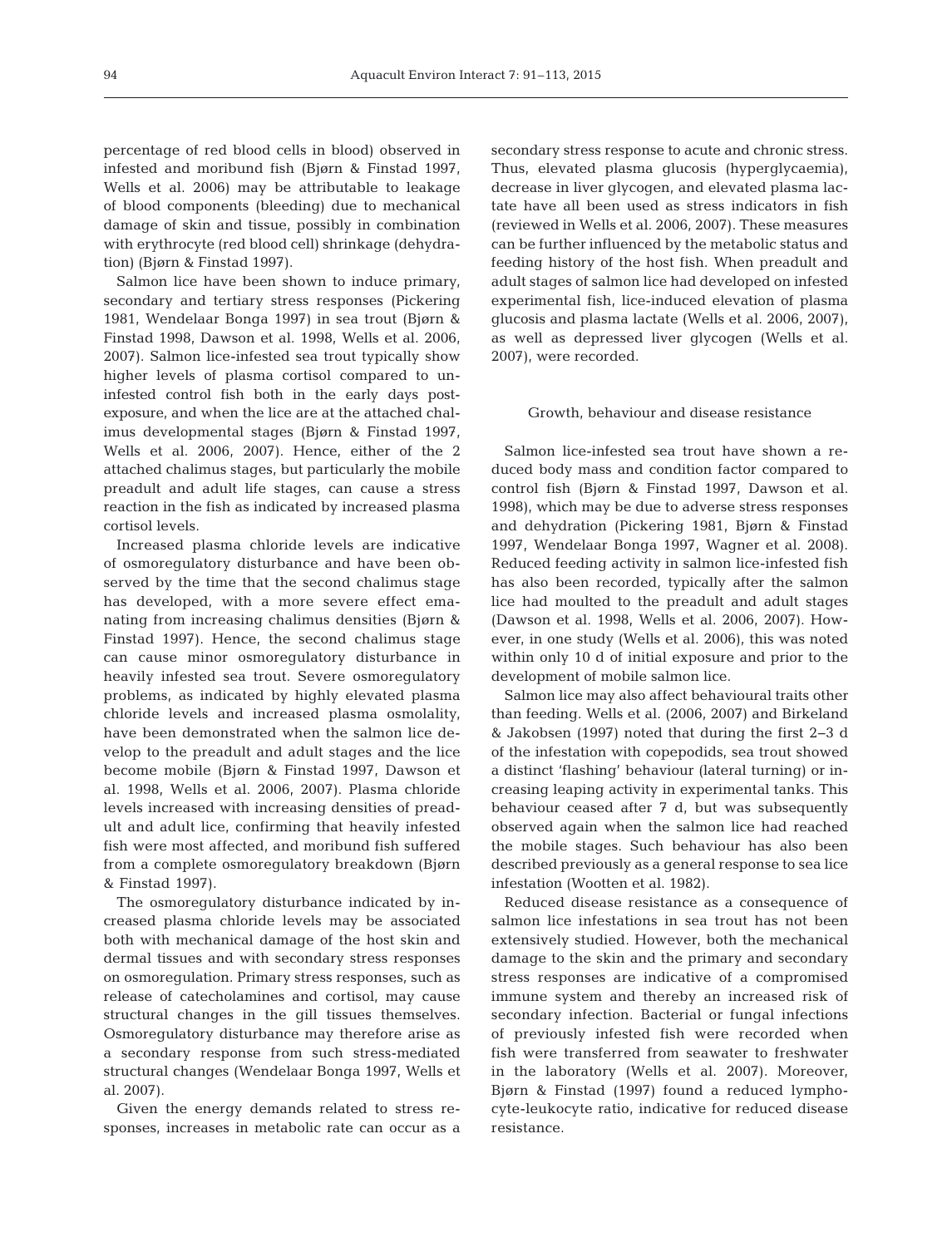percentage of red blood cells in blood) observed in infested and moribund fish (Bjørn & Finstad 1997, Wells et al. 2006) may be attributable to leakage of blood components (bleeding) due to mechanical damage of skin and tissue, possibly in combination with erythrocyte (red blood cell) shrinkage (dehydration) (Bjørn & Finstad 1997).

Salmon lice have been shown to induce primary, secondary and tertiary stress responses (Pickering 1981, Wendelaar Bonga 1997) in sea trout (Bjørn & Finstad 1998, Dawson et al. 1998, Wells et al. 2006, 2007). Salmon lice-infested sea trout typically show higher levels of plasma cortisol compared to uninfested control fish both in the early days post-exposure, and when the lice are at the attached chalimus developmental stages (Bjørn & Finstad 1997, Wells et al. 2006, 2007). Hence, either of the 2 attached chalimus stages, but particularly the mobile preadult and adult life stages, can cause a stress reaction in the fish as indicated by increased plasma cortisol levels.

Increased plasma chloride levels are indicative of osmoregulatory disturbance and have been observed by the time that the second chalimus stage has developed, with a more severe effect emanating from increasing chalimus densities (Bjørn & Finstad 1997). Hence, the second chalimus stage can cause minor osmoregulatory disturbance in heavily infested sea trout. Severe osmoregulatory problems, as indicated by highly elevated plasma chloride levels and increased plasma osmolality, have been demonstrated when the salmon lice develop to the preadult and adult stages and the lice become mobile (Bjørn & Finstad 1997, Dawson et al. 1998, Wells et al. 2006, 2007). Plasma chloride levels increased with increasing densities of preadult and adult lice, confirming that heavily infested fish were most affected, and moribund fish suffered from a complete osmoregulatory breakdown (Bjørn & Finstad 1997).

The osmoregulatory disturbance indicated by increased plasma chloride levels may be associated both with mechanical damage of the host skin and dermal tissues and with secondary stress responses on osmoregulation. Primary stress responses, such as release of catecholamines and cortisol, may cause structural changes in the gill tissues themselves. Osmoregulatory disturbance may therefore arise as a secondary response from such stress-mediated structural changes (Wendelaar Bonga 1997, Wells et al. 2007).

Given the energy demands related to stress responses, increases in metabolic rate can occur as a secondary stress response to acute and chronic stress. Thus, elevated plasma glucosis (hyperglycaemia), decrease in liver glycogen, and elevated plasma lactate have all been used as stress indicators in fish (reviewed in Wells et al. 2006, 2007). These measures can be further influenced by the metabolic status and feeding history of the host fish. When preadult and adult stages of salmon lice had developed on infested experimental fish, lice-induced elevation of plasma glucosis and plasma lactate (Wells et al. 2006, 2007), as well as depressed liver glycogen (Wells et al. 2007), were recorded.

### Growth, behaviour and disease resistance

Salmon lice-infested sea trout have shown a reduced body mass and condition factor compared to control fish (Bjørn & Finstad 1997, Dawson et al. 1998), which may be due to adverse stress responses and dehydration (Pickering 1981, Bjørn & Finstad 1997, Wendelaar Bonga 1997, Wagner et al. 2008). Reduced feeding activity in salmon lice-infested fish has also been recorded, typically after the salmon lice had moulted to the preadult and adult stages (Dawson et al. 1998, Wells et al. 2006, 2007). However, in one study (Wells et al. 2006), this was noted within only 10 d of initial exposure and prior to the development of mobile salmon lice.

Salmon lice may also affect behavioural traits other than feeding. Wells et al. (2006, 2007) and Birkeland & Jakobsen (1997) noted that during the first 2–3 d of the infestation with copepodids, sea trout showed a distinct 'flashing' behaviour (lateral turning) or increasing leaping activity in experimental tanks. This behaviour ceased after 7 d, but was subsequently observed again when the salmon lice had reached the mobile stages. Such behaviour has also been described previously as a general response to sea lice infestation (Wootten et al. 1982).

Reduced disease resistance as a consequence of salmon lice infestations in sea trout has not been extensively studied. However, both the mechanical damage to the skin and the primary and secondary stress responses are indicative of a compromised immune system and thereby an increased risk of secondary infection. Bacterial or fungal infections of previously infested fish were recorded when fish were transferred from seawater to freshwater in the laboratory (Wells et al. 2007). Moreover, Bjørn & Finstad (1997) found a reduced lymphocyte-leukocyte ratio, indicative for reduced disease resistance.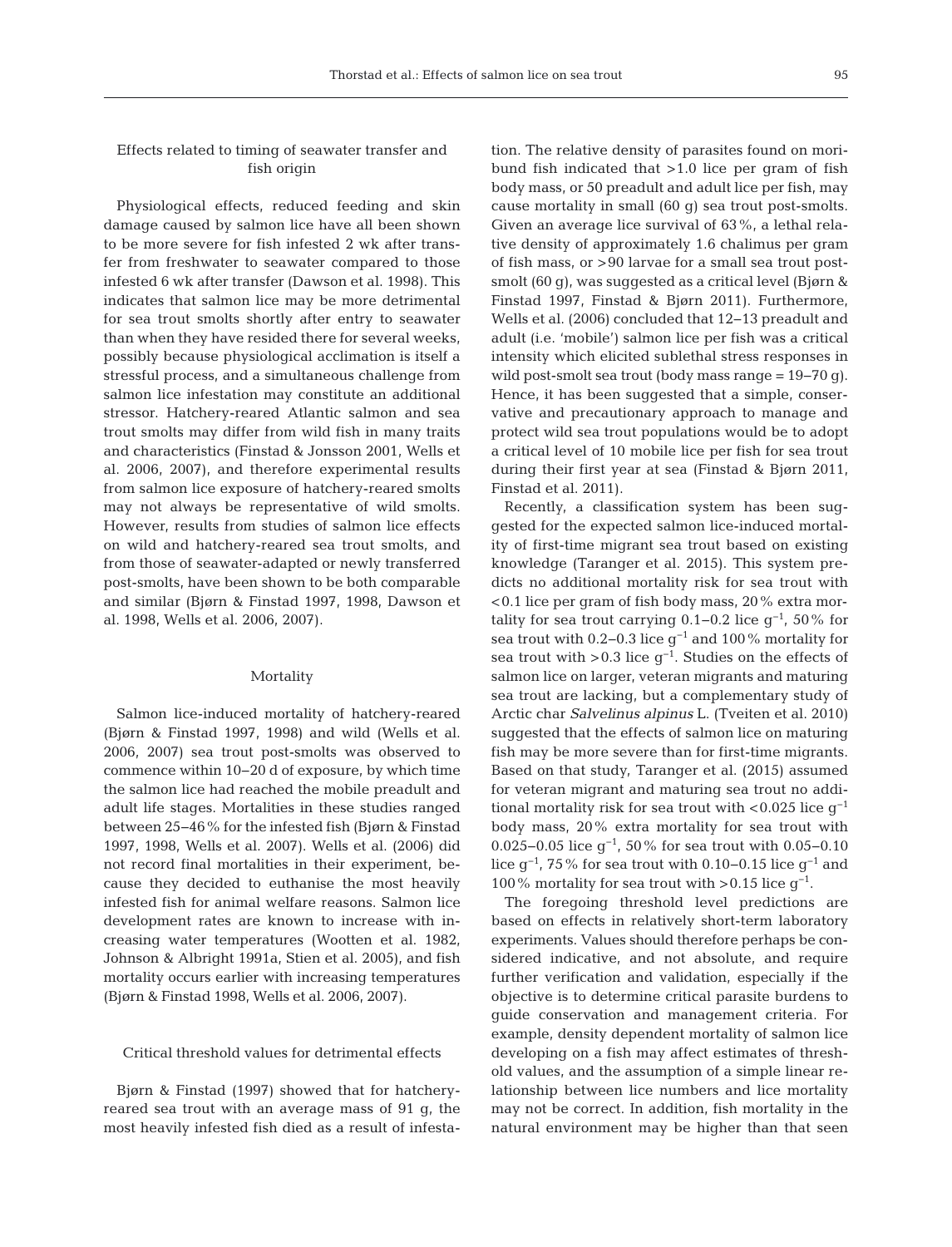### Effects related to timing of seawater transfer and fish origin

Physiological effects, reduced feeding and skin damage caused by salmon lice have all been shown to be more severe for fish infested 2 wk after transfer from freshwater to seawater compared to those infested 6 wk after transfer (Dawson et al. 1998). This indicates that salmon lice may be more detrimental for sea trout smolts shortly after entry to seawater than when they have resided there for several weeks, possibly because physiological acclimation is itself a stressful process, and a simultaneous challenge from salmon lice infestation may constitute an additional stressor. Hatchery-reared Atlantic salmon and sea trout smolts may differ from wild fish in many traits and characteristics (Finstad & Jonsson 2001, Wells et al. 2006, 2007), and therefore experimental results from salmon lice exposure of hatchery-reared smolts may not always be representative of wild smolts. However, results from studies of salmon lice effects on wild and hatchery-reared sea trout smolts, and from those of seawater-adapted or newly transferred post-smolts, have been shown to be both comparable and similar (Bjørn & Finstad 1997, 1998, Dawson et al. 1998, Wells et al. 2006, 2007).

### Mortality

Salmon lice-induced mortality of hatchery-reared (Bjørn & Finstad 1997, 1998) and wild (Wells et al. 2006, 2007) sea trout post-smolts was observed to commence within 10–20 d of exposure, by which time the salmon lice had reached the mobile preadult and adult life stages. Mortalities in these studies ranged between 25–46% for the infested fish (Bjørn & Finstad 1997, 1998, Wells et al. 2007). Wells et al. (2006) did not record final mortalities in their experiment, because they decided to euthanise the most heavily infested fish for animal welfare reasons. Salmon lice development rates are known to increase with increasing water temperatures (Wootten et al. 1982, Johnson & Albright 1991a, Stien et al. 2005), and fish mortality occurs earlier with increasing temperatures (Bjørn & Finstad 1998, Wells et al. 2006, 2007).

### Critical threshold values for detrimental effects

Bjørn & Finstad (1997) showed that for hatchery-reared sea trout with an average mass of 91 g, the most heavily infested fish died as a result of infestation. The relative density of parasites found on moribund fish indicated that >1.0 lice per gram of fish body mass, or 50 preadult and adult lice per fish, may cause mortality in small (60 g) sea trout post-smolts. Given an average lice survival of 63%, a lethal relative density of approximately 1.6 chalimus per gram of fish mass, or >90 larvae for a small sea trout post-smolt (60 g), was suggested as a critical level (Bjørn & Finstad 1997, Finstad & Bjørn 2011). Furthermore, Wells et al. (2006) concluded that 12–13 preadult and adult (i.e. 'mobile') salmon lice per fish was a critical intensity which elicited sublethal stress responses in wild post-smolt sea trout (body mass range = 19–70 g). Hence, it has been suggested that a simple, conservative and precautionary approach to manage and protect wild sea trout populations would be to adopt a critical level of 10 mobile lice per fish for sea trout during their first year at sea (Finstad & Bjørn 2011, Finstad et al. 2011).

Recently, a classification system has been suggested for the expected salmon lice-induced mortality of first-time migrant sea trout based on existing knowledge (Taranger et al. 2015). This system predicts no additional mortality risk for sea trout with <0.1 lice per gram of fish body mass, 20% extra mortality for sea trout carrying 0.1–0.2 lice $g^{-1}$, 50% for sea trout with 0.2–0.3 lice $g^{-1}$ and 100% mortality for sea trout with >0.3 lice $g^{-1}$. Studies on the effects of salmon lice on larger, veteran migrants and maturing sea trout are lacking, but a complementary study of Arctic char *Salvelinus alpinus* L. (Tveiten et al. 2010) suggested that the effects of salmon lice on maturing fish may be more severe than for first-time migrants. Based on that study, Taranger et al. (2015) assumed for veteran migrant and maturing sea trout no additional mortality risk for sea trout with <0.025 lice $g^{-1}$ body mass, 20% extra mortality for sea trout with 0.025–0.05 lice $g^{-1}$, 50% for sea trout with 0.05–0.10 lice $g^{-1}$, 75% for sea trout with 0.10–0.15 lice $g^{-1}$ and 100% mortality for sea trout with >0.15 lice $g^{-1}$.

The foregoing threshold level predictions are based on effects in relatively short-term laboratory experiments. Values should therefore perhaps be considered indicative, and not absolute, and require further verification and validation, especially if the objective is to determine critical parasite burdens to guide conservation and management criteria. For example, density dependent mortality of salmon lice developing on a fish may affect estimates of threshold values, and the assumption of a simple linear relationship between lice numbers and lice mortality may not be correct. In addition, fish mortality in the natural environment may be higher than that seen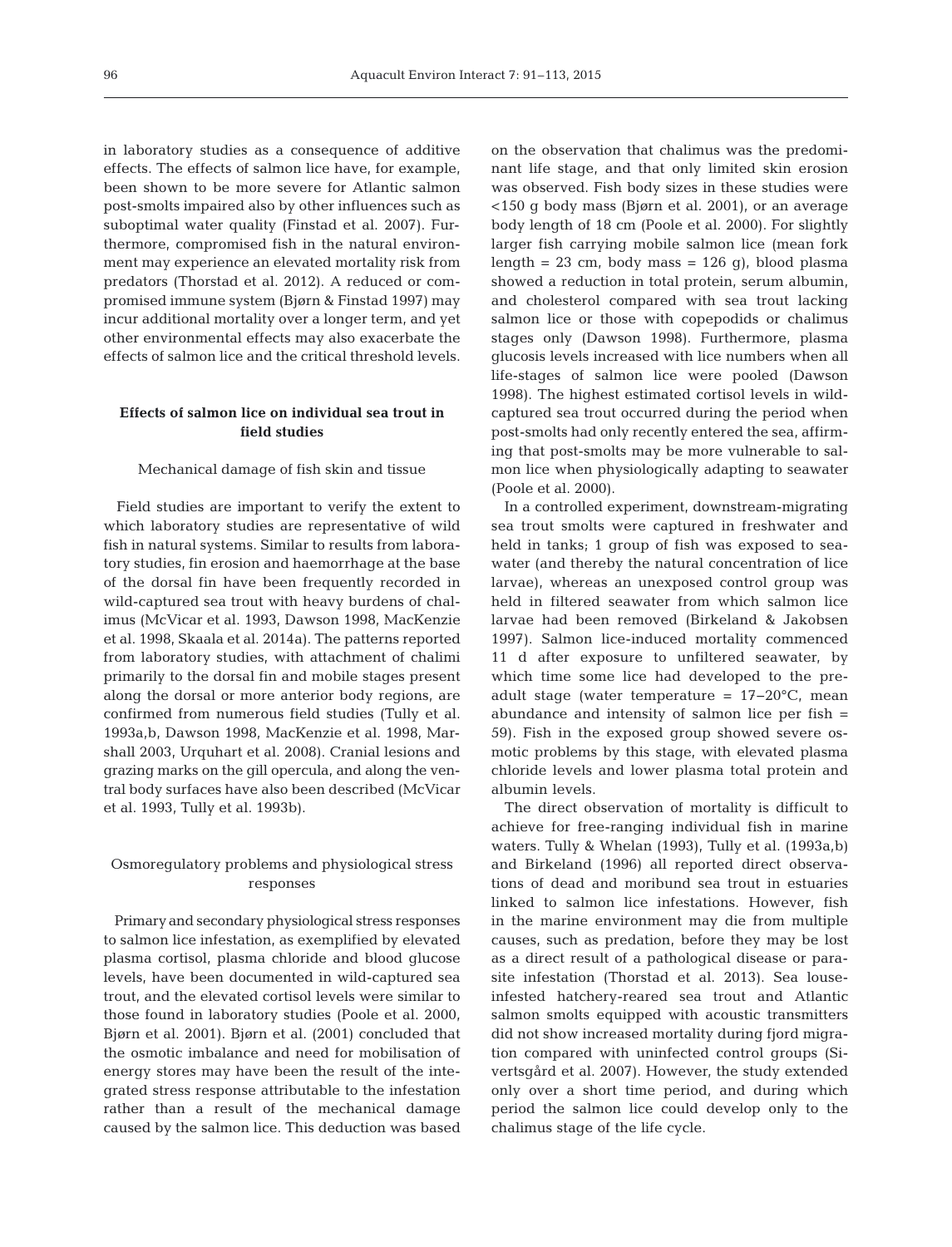in laboratory studies as a consequence of additive effects. The effects of salmon lice have, for example, been shown to be more severe for Atlantic salmon post-smolts impaired also by other influences such as suboptimal water quality (Finstad et al. 2007). Furthermore, compromised fish in the natural environment may experience an elevated mortality risk from predators (Thorstad et al. 2012). A reduced or compromised immune system (Bjørn & Finstad 1997) may incur additional mortality over a longer term, and yet other environmental effects may also exacerbate the effects of salmon lice and the critical threshold levels.

## Effects of salmon lice on individual sea trout in field studies

### Mechanical damage of fish skin and tissue

Field studies are important to verify the extent to which laboratory studies are representative of wild fish in natural systems. Similar to results from laboratory studies, fin erosion and haemorrhage at the base of the dorsal fin have been frequently recorded in wild-captured sea trout with heavy burdens of chalimus (McVicar et al. 1993, Dawson 1998, MacKenzie et al. 1998, Skaala et al. 2014a). The patterns reported from laboratory studies, with attachment of chalimi primarily to the dorsal fin and mobile stages present along the dorsal or more anterior body regions, are confirmed from numerous field studies (Tully et al. 1993a,b, Dawson 1998, MacKenzie et al. 1998, Marshall 2003, Urquhart et al. 2008). Cranial lesions and grazing marks on the gill opercula, and along the ventral body surfaces have also been described (McVicar et al. 1993, Tully et al. 1993b).

### Osmoregulatory problems and physiological stress responses

Primary and secondary physiological stress responses to salmon lice infestation, as exemplified by elevated plasma cortisol, plasma chloride and blood glucose levels, have been documented in wild-captured sea trout, and the elevated cortisol levels were similar to those found in laboratory studies (Poole et al. 2000, Bjørn et al. 2001). Bjørn et al. (2001) concluded that the osmotic imbalance and need for mobilisation of energy stores may have been the result of the integrated stress response attributable to the infestation rather than a result of the mechanical damage caused by the salmon lice. This deduction was based on the observation that chalimus was the predominant life stage, and that only limited skin erosion was observed. Fish body sizes in these studies were <150 g body mass (Bjørn et al. 2001), or an average body length of 18 cm (Poole et al. 2000). For slightly larger fish carrying mobile salmon lice (mean fork length = 23 cm, body mass = 126 g), blood plasma showed a reduction in total protein, serum albumin, and cholesterol compared with sea trout lacking salmon lice or those with copepodids or chalimus stages only (Dawson 1998). Furthermore, plasma glucosis levels increased with lice numbers when all life-stages of salmon lice were pooled (Dawson 1998). The highest estimated cortisol levels in wild-captured sea trout occurred during the period when post-smolts had only recently entered the sea, affirming that post-smolts may be more vulnerable to salmon lice when physiologically adapting to seawater (Poole et al. 2000).

In a controlled experiment, downstream-migrating sea trout smolts were captured in freshwater and held in tanks; 1 group of fish was exposed to seawater (and thereby the natural concentration of lice larvae), whereas an unexposed control group was held in filtered seawater from which salmon lice larvae had been removed (Birkeland & Jakobsen 1997). Salmon lice-induced mortality commenced 11 d after exposure to unfiltered seawater, by which time some lice had developed to the pre-adult stage (water temperature = 17–20°C, mean abundance and intensity of salmon lice per fish = 59). Fish in the exposed group showed severe osmotic problems by this stage, with elevated plasma chloride levels and lower plasma total protein and albumin levels.

The direct observation of mortality is difficult to achieve for free-ranging individual fish in marine waters. Tully & Whelan (1993), Tully et al. (1993a,b) and Birkeland (1996) all reported direct observations of dead and moribund sea trout in estuaries linked to salmon lice infestations. However, fish in the marine environment may die from multiple causes, such as predation, before they may be lost as a direct result of a pathological disease or parasite infestation (Thorstad et al. 2013). Sea louse-infested hatchery-reared sea trout and Atlantic salmon smolts equipped with acoustic transmitters did not show increased mortality during fjord migration compared with uninfected control groups (Sivertsgård et al. 2007). However, the study extended only over a short time period, and during which period the salmon lice could develop only to the chalimus stage of the life cycle.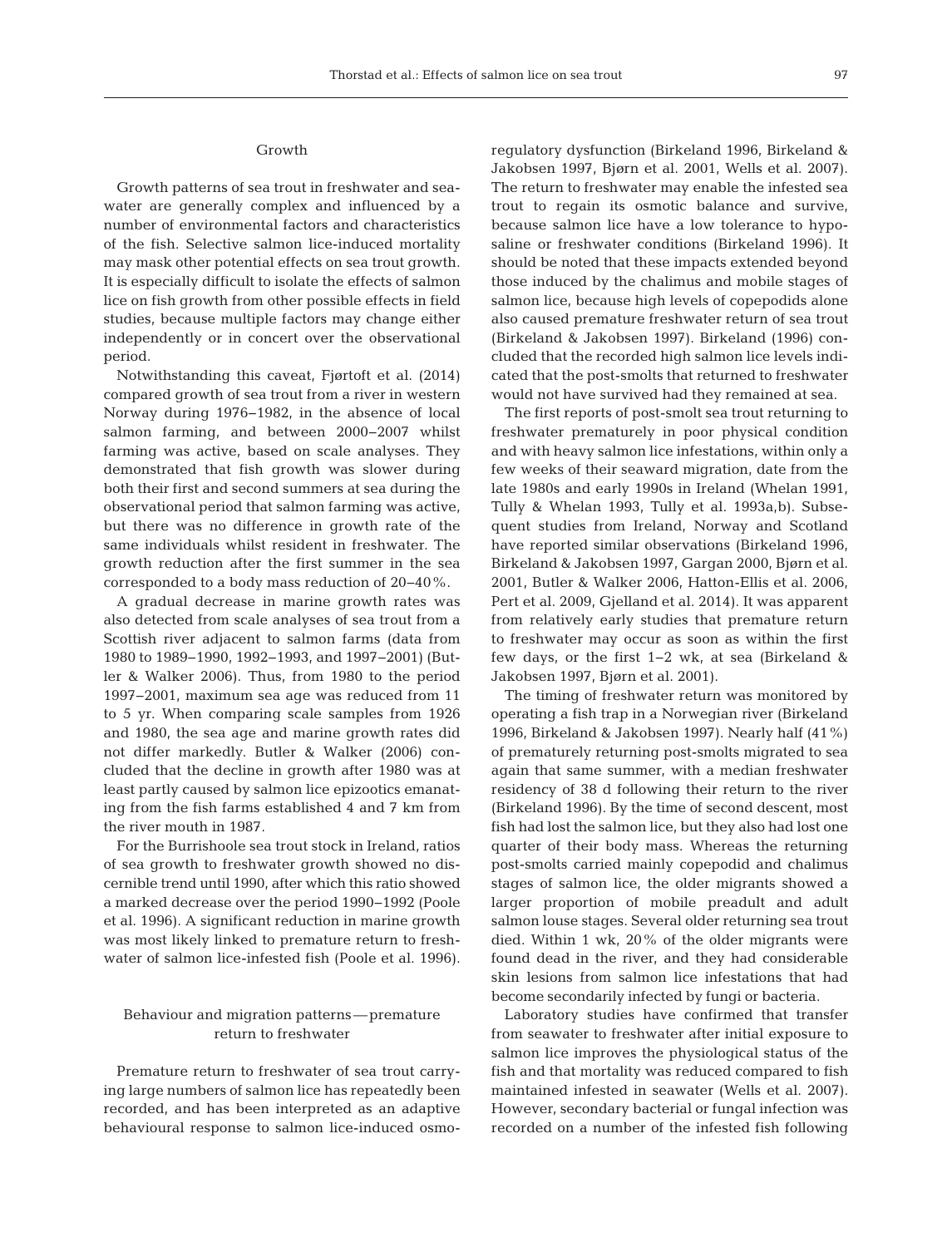### Growth

Growth patterns of sea trout in freshwater and seawater are generally complex and influenced by a number of environmental factors and characteristics of the fish. Selective salmon lice-induced mortality may mask other potential effects on sea trout growth. It is especially difficult to isolate the effects of salmon lice on fish growth from other possible effects in field studies, because multiple factors may change either independently or in concert over the observational period.

Notwithstanding this caveat, Fjørtoft et al. (2014) compared growth of sea trout from a river in western Norway during 1976–1982, in the absence of local salmon farming, and between 2000–2007 whilst farming was active, based on scale analyses. They demonstrated that fish growth was slower during both their first and second summers at sea during the observational period that salmon farming was active, but there was no difference in growth rate of the same individuals whilst resident in freshwater. The growth reduction after the first summer in the sea corresponded to a body mass reduction of 20–40%.

A gradual decrease in marine growth rates was also detected from scale analyses of sea trout from a Scottish river adjacent to salmon farms (data from 1980 to 1989–1990, 1992–1993, and 1997–2001) (Butler & Walker 2006). Thus, from 1980 to the period 1997–2001, maximum sea age was reduced from 11 to 5 yr. When comparing scale samples from 1926 and 1980, the sea age and marine growth rates did not differ markedly. Butler & Walker (2006) concluded that the decline in growth after 1980 was at least partly caused by salmon lice epizootics emanating from the fish farms established 4 and 7 km from the river mouth in 1987.

For the Burrishoole sea trout stock in Ireland, ratios of sea growth to freshwater growth showed no discernible trend until 1990, after which this ratio showed a marked decrease over the period 1990–1992 (Poole et al. 1996). A significant reduction in marine growth was most likely linked to premature return to freshwater of salmon lice-infested fish (Poole et al. 1996).

### Behaviour and migration patterns — premature return to freshwater

Premature return to freshwater of sea trout carrying large numbers of salmon lice has repeatedly been recorded, and has been interpreted as an adaptive behavioural response to salmon lice-induced osmoregulatory dysfunction (Birkeland 1996, Birkeland & Jakobsen 1997, Bjørn et al. 2001, Wells et al. 2007). The return to freshwater may enable the infested sea trout to regain its osmotic balance and survive, because salmon lice have a low tolerance to hyposaline or freshwater conditions (Birkeland 1996). It should be noted that these impacts extended beyond those induced by the chalimus and mobile stages of salmon lice, because high levels of copepodids alone also caused premature freshwater return of sea trout (Birkeland & Jakobsen 1997). Birkeland (1996) concluded that the recorded high salmon lice levels indicated that the post-smolts that returned to freshwater would not have survived had they remained at sea.

The first reports of post-smolt sea trout returning to freshwater prematurely in poor physical condition and with heavy salmon lice infestations, within only a few weeks of their seaward migration, date from the late 1980s and early 1990s in Ireland (Whelan 1991, Tully & Whelan 1993, Tully et al. 1993a,b). Subsequent studies from Ireland, Norway and Scotland have reported similar observations (Birkeland 1996, Birkeland & Jakobsen 1997, Gargan 2000, Bjørn et al. 2001, Butler & Walker 2006, Hatton-Ellis et al. 2006, Pert et al. 2009, Gjelland et al. 2014). It was apparent from relatively early studies that premature return to freshwater may occur as soon as within the first few days, or the first 1–2 wk, at sea (Birkeland & Jakobsen 1997, Bjørn et al. 2001).

The timing of freshwater return was monitored by operating a fish trap in a Norwegian river (Birkeland 1996, Birkeland & Jakobsen 1997). Nearly half (41%) of prematurely returning post-smolts migrated to sea again that same summer, with a median freshwater residency of 38 d following their return to the river (Birkeland 1996). By the time of second descent, most fish had lost the salmon lice, but they also had lost one quarter of their body mass. Whereas the returning post-smolts carried mainly copepodid and chalimus stages of salmon lice, the older migrants showed a larger proportion of mobile preadult and adult salmon louse stages. Several older returning sea trout died. Within 1 wk, 20% of the older migrants were found dead in the river, and they had considerable skin lesions from salmon lice infestations that had become secondarily infected by fungi or bacteria.

Laboratory studies have confirmed that transfer from seawater to freshwater after initial exposure to salmon lice improves the physiological status of the fish and that mortality was reduced compared to fish maintained infested in seawater (Wells et al. 2007). However, secondary bacterial or fungal infection was recorded on a number of the infested fish following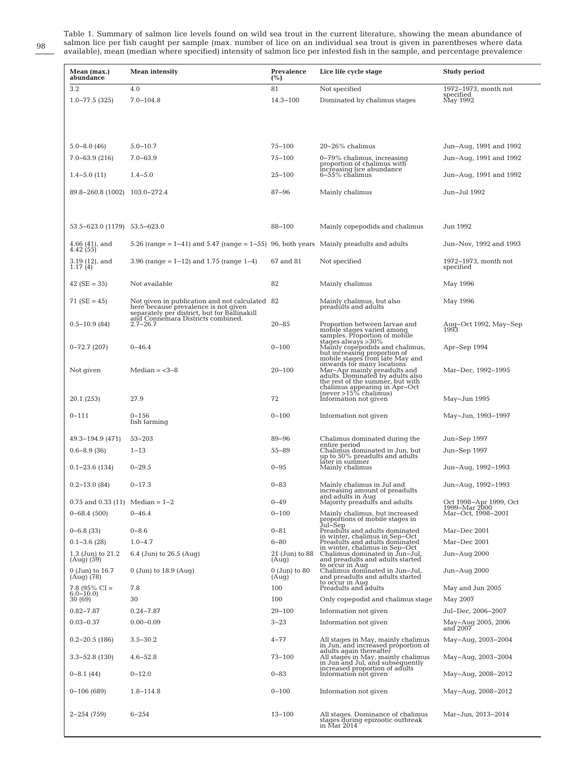Table 1. Summary of salmon lice levels found on wild sea trout in the current literature, showing the mean abundance of salmon lice per fish caught per sample (max. number of lice on an individual sea trout is given in parentheses where data available), mean (median where specified) intensity of salmon lice per infested fish in the sample, and percentage prevalence

| Mean (max.) abundance | Mean intensity | Prevalence (%) | Lice life cycle stage | Study period |
|---|---|---|---|---|
| 3.2 | 4.0 | 81 | Not specified | 1972–1973, month not specified |
| 1.0–77.5 (325) | 7.0–104.8 | 14.3–100 | Dominated by chalimus stages | May 1992 |
| 5.0–8.0 (46) | 5.0–10.7 | 75–100 | 20–26% chalimus | Jun–Aug, 1991 and 1992 |
| 7.0–63.9 (216) | 7.0–63.9 | 75–100 | 0–79% chalimus, increasing proportion of chalimus with increasing lice abundance | Jun–Aug, 1991 and 1992 |
| 1.4–5.0 (11) | 1.4–5.0 | 25–100 | 6–55% chalimus | Jun–Aug, 1991 and 1992 |
| 89.8–260.8 (1002) | 103.0–272.4 | 87–96 | Mainly chalimus | Jun–Jul 1992 |
| 53.5–623.0 (1179) | 53.5–623.0 | 88–100 | Mainly copepodids and chalimus | Jun 1992 |
| 4.66 (41), and 4.42 (55) | 5.26 (range = 1–41) and 5.47 (range = 1–55) | 96, both years | Mainly preadults and adults | Jun–Nov, 1992 and 1993 |
| 3.19 (12), and 1.17 (4) | 3.96 (range = 1–12) and 1.75 (range 1–4) | 67 and 81 | Not specified | 1972–1973, month not specified |
| 42 (SE = 35) | Not available | 82 | Mainly chalimus | May 1996 |
| 71 (SE = 45) | Not given in publication and not calculated here because prevalence is not given separately per district, but for Ballinakill and Connemara Districts combined. | 82 | Mainly chalimus, but also preadults and adults | May 1996 |
| 0.5–10.9 (84) | 2.7–26.7 | 20–85 | Proportion between larvae and mobile stages varied among samples. Proportion of mobile stages always >30% | Aug–Oct 1992, May–Sep 1993 |
| 0–72.7 (207) | 0–46.4 | 0–100 | Mainly copepodids and chalimus, but increasing proportion of mobile stages from late May and onwards for many locations | Apr–Sep 1994 |
| Not given | Median = <3–8 | 20–100 | Mar–Apr mainly preadults and adults. Dominated by adults also the rest of the summer, but with chalimus appearing in Apr–Oct (never >15% chalimus) | Mar–Dec, 1992–1995 |
| 20.1 (253) | 27.9 | 72 | Information not given | May–Jun 1995 |
| 0–111 | 0–156 fish farming | 0–100 | Information not given | May–Jun, 1993–1997 |
| 49.3–194.9 (471) | 53–203 | 89–96 | Chalimus dominated during the entire period | Jun–Sep 1997 |
| 0.6–8.9 (36) | 1–13 | 55–89 | Chalimus dominated in Jun, but up to 50% preadults and adults later in summer | Jun–Sep 1997 |
| 0.1–23.6 (134) | 0–29.5 | 0–95 | Mainly chalimus | Jun–Aug, 1992–1993 |
| 0.2–13.0 (84) | 0–17.3 | 0–83 | Mainly chalimus in Jul and increasing amount of preadults and adults in Aug | Jun–Aug, 1992–1993 |
| 0.75 and 0.33 (11) | Median = 1–2 | 0–49 | Majority preadults and adults | Oct 1998–Apr 1999, Oct 1999–Mar 2000 |
| 0–68.4 (500) | 0–46.4 | 0–100 | Mainly chalimus, but increased proportions of mobile stages in Jul–Sep | Mar–Oct, 1998–2001 |
| 0–6.8 (33) | 0–8.6 | 0–81 | Preadults and adults dominated in winter, chalimus in Sep–Oct | Mar–Dec 2001 |
| 0.1–3.6 (28) | 1.0–4.7 | 6–80 | Preadults and adults dominated in winter, chalimus in Sep–Oct | Mar–Dec 2001 |
| 1.3 (Jun) to 21.2 (Aug) (59) | 6.4 (Jun) to 26.5 (Aug) | 21 (Jun) to 88 (Aug) | Chalimus dominated in Jun–Jul, and preadults and adults started to occur in Aug | Jun–Aug 2000 |
| 0 (Jun) to 16.7 (Aug) (78) | 0 (Jun) to 18.9 (Aug) | 0 (Jun) to 80 (Aug) | Chalimus dominated in Jun–Jul, and preadults and adults started to occur in Aug | Jun–Aug 2000 |
| 7.8 (95% CI = 6.0–10.0) | 7.8 | 100 | Preadults and adults | May and Jun 2005 |
| 30 (69) | 30 | 100 | Only copepodid and chalimus stage | May 2007 |
| 0.82–7.87 | 0.24–7.87 | 29–100 | Information not given | Jul–Dec, 2006–2007 |
| 0.03–0.37 | 0.00–0.09 | 3–23 | Information not given | May–Aug 2005, 2006 and 2007 |
| 0.2–20.5 (186) | 3.5–30.2 | 4–77 | All stages in May, mainly chalimus in Jun, and increased proportion of adults again thereafter | May–Aug, 2003–2004 |
| 3.3–52.8 (130) | 4.6–52.8 | 73–100 | All stages in May, mainly chalimus in Jun and Jul, and subsequently increased proportion of adults | May–Aug, 2003–2004 |
| 0–8.1 (44) | 0–12.0 | 0–83 | Information not given | May–Aug, 2008–2012 |
| 0–106 (689) | 1.8–114.8 | 0–100 | Information not given | May–Aug, 2008–2012 |
| 2–254 (759) | 6–254 | 13–100 | All stages. Dominance of chalimus stages during epizootic outbreak in Mar 2014 | Mar–Jun, 2013–2014 |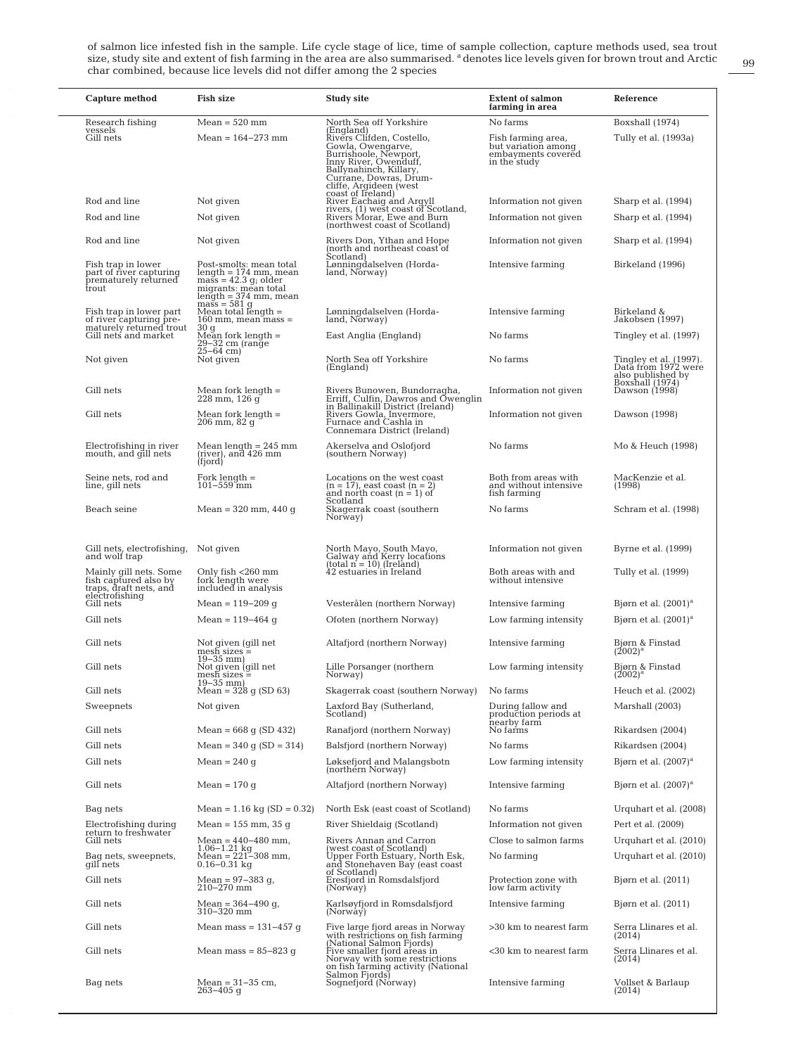of salmon lice infested fish in the sample. Life cycle stage of lice, time of sample collection, capture methods used, sea trout size, study site and extent of fish farming in the area are also summarised. [a] denotes lice levels given for brown trout and Arctic char combined, because lice levels did not differ among the 2 species

| Capture method | Fish size | Study site | Extent of salmon farming in area | Reference |
|---|---|---|---|---|
| Research fishing vessels | Mean = 520 mm | North Sea off Yorkshire (England) | No farms | Boxshall (1974) |
| Gill nets | Mean = 164–273 mm | Rivers Clifden, Costello, Gowla, Owengarve, Burrishoole, Newport, Inny River, Owenduff, Ballynahinch, Killary, Currane, Dowras, Drumcliffe, Argideen (west coast of Ireland) | Fish farming area, but variation among embayments covered in the study | Tully et al. (1993a) |
| Rod and line | Not given | River Eachaig and Argyll rivers, (1) west coast of Scotland, | Information not given | Sharp et al. (1994) |
| Rod and line | Not given | Rivers Morar, Ewe and Burn (northwest coast of Scotland) | Information not given | Sharp et al. (1994) |
| Rod and line | Not given | Rivers Don, Ythan and Hope (north and northeast coast of Scotland) | Information not given | Sharp et al. (1994) |
| Fish trap in lower part of river capturing prematurely returned trout | Post-smolts: mean total length = 174 mm, mean mass = 42.3 g; older migrants: mean total length = 374 mm, mean mass = 581 g | Lønningdalselven (Hordaland, Norway) | Intensive farming | Birkeland (1996) |
| Fish trap in lower part of river capturing prematurely returned trout | Mean total length = 160 mm, mean mass = 30 g | Lønningdalselven (Hordaland, Norway) | Intensive farming | Birkeland & Jakobsen (1997) |
| Gill nets and market | Mean fork length = 29–32 cm (range 25–64 cm) | East Anglia (England) | No farms | Tingley et al. (1997) |
| Not given | Not given | North Sea off Yorkshire (England) | No farms | Tingley et al. (1997). Data from 1972 were also published by Boxshall (1974) |
| Gill nets | Mean fork length = 228 mm, 126 g | Rivers Bunowen, Bundorragha, Erriff, Culfin, Dawros and Owenglin in Ballinakill District (Ireland) | Information not given | Dawson (1998) |
| Gill nets | Mean fork length = 206 mm, 82 g | Rivers Gowla, Invermore, Furnace and Cashla in Connemara District (Ireland) | Information not given | Dawson (1998) |
| Electrofishing in river mouth, and gill nets | Mean length = 245 mm (river), and 426 mm (fjord) | Akerselva and Oslofjord (southern Norway) | No farms | Mo & Heuch (1998) |
| Seine nets, rod and line, gill nets | Fork length = 101–559 mm | Locations on the west coast (n = 17), east coast (n = 2) and north coast (n = 1) of Scotland | Both from areas with and without intensive fish farming | MacKenzie et al. (1998) |
| Beach seine | Mean = 320 mm, 440 g | Skagerrak coast (southern Norway) | No farms | Schram et al. (1998) |
| Gill nets, electrofishing, and wolf trap | Not given | North Mayo, South Mayo, Galway and Kerry locations (total n = 10) (Ireland) | Information not given | Byrne et al. (1999) |
| Mainly gill nets. Some fish captured also by traps, draft nets, and electrofishing | Only fish <260 mm fork length were included in analysis | 42 estuaries in Ireland | Both areas with and without intensive | Tully et al. (1999) |
| Gill nets | Mean = 119–209 g | Vesterålen (northern Norway) | Intensive farming | Bjørn et al. (2001)[a] |
| Gill nets | Mean = 119–464 g | Ofoten (northern Norway) | Low farming intensity | Bjørn et al. (2001)[a] |
| Gill nets | Not given (gill net mesh sizes = 19–35 mm) | Altafjord (northern Norway) | Intensive farming | Bjørn & Finstad (2002)[a] |
| Gill nets | Not given (gill net mesh sizes = 19–35 mm) | Lille Porsanger (northern Norway) | Low farming intensity | Bjørn & Finstad (2002)[a] |
| Gill nets | Mean = 328 g (SD 63) | Skagerrak coast (southern Norway) | No farms | Heuch et al. (2002) |
| Sweepnets | Not given | Laxford Bay (Sutherland, Scotland) | During fallow and production periods at nearby farm | Marshall (2003) |
| Gill nets | Mean = 668 g (SD 432) | Ranafjord (northern Norway) | No farms | Rikardsen (2004) |
| Gill nets | Mean = 340 g (SD = 314) | Balsfjord (northern Norway) | No farms | Rikardsen (2004) |
| Gill nets | Mean = 240 g | Løksefjord and Malangsbotn (northern Norway) | Low farming intensity | Bjørn et al. (2007)[a] |
| Gill nets | Mean = 170 g | Altafjord (northern Norway) | Intensive farming | Bjørn et al. (2007)[a] |
| Bag nets | Mean = 1.16 kg (SD = 0.32) | North Esk (east coast of Scotland) | No farms | Urquhart et al. (2008) |
| Electrofishing during return to freshwater | Mean = 155 mm, 35 g | River Shieldaig (Scotland) | Information not given | Pert et al. (2009) |
| Gill nets | Mean = 440–480 mm, 1.06–1.21 kg | Rivers Annan and Carron (west coast of Scotland) | Close to salmon farms | Urquhart et al. (2010) |
| Bag nets, sweepnets, gill nets | Mean = 221–308 mm, 0.16–0.31 kg | Upper Forth Estuary, North Esk, and Stonehaven Bay (east coast of Scotland) | No farming | Urquhart et al. (2010) |
| Gill nets | Mean = 97–383 g, 210–270 mm | Eresfjord in Romsdalsfjord (Norway) | Protection zone with low farm activity | Bjørn et al. (2011) |
| Gill nets | Mean = 364–490 g, 310–320 mm | Karlsøyfjord in Romsdalsfjord (Norway) | Intensive farming | Bjørn et al. (2011) |
| Gill nets | Mean mass = 131–457 g | Five large fjord areas in Norway with restrictions on fish farming (National Salmon Fjords) | >30 km to nearest farm | Serra Llinares et al. (2014) |
| Gill nets | Mean mass = 85–823 g | Five smaller fjord areas in Norway with some restrictions on fish farming activity (National Salmon Fjords) | <30 km to nearest farm | Serra Llinares et al. (2014) |
| Bag nets | Mean = 31–35 cm, 263–405 g | Sognefjord (Norway) | Intensive farming | Vollset & Barlaup (2014) |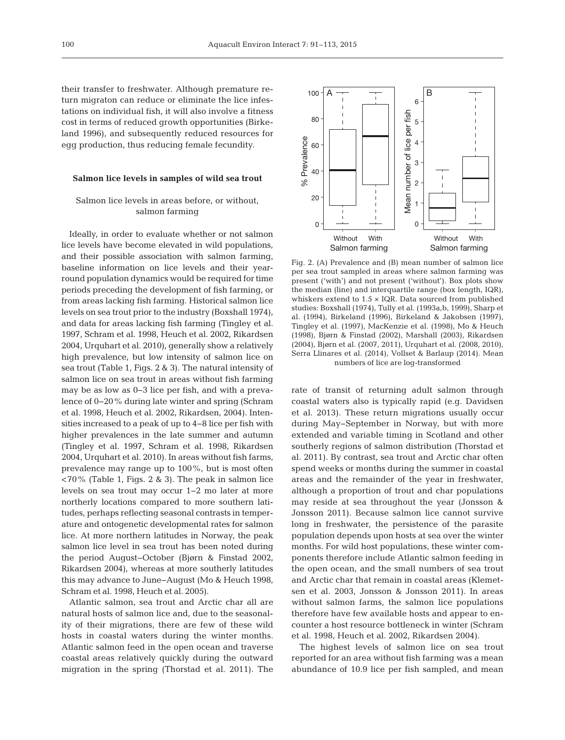their transfer to freshwater. Although premature return migraton can reduce or eliminate the lice infestations on individual fish, it will also involve a fitness cost in terms of reduced growth opportunities (Birkeland 1996), and subsequently reduced resources for egg production, thus reducing female fecundity.

## Salmon lice levels in samples of wild sea trout

### Salmon lice levels in areas before, or without, salmon farming

Ideally, in order to evaluate whether or not salmon lice levels have become elevated in wild populations, and their possible association with salmon farming, baseline information on lice levels and their year-round population dynamics would be required for time periods preceding the development of fish farming, or from areas lacking fish farming. Historical salmon lice levels on sea trout prior to the industry (Boxshall 1974), and data for areas lacking fish farming (Tingley et al. 1997, Schram et al. 1998, Heuch et al. 2002, Rikardsen 2004, Urquhart et al. 2010), generally show a relatively high prevalence, but low intensity of salmon lice on sea trout (Table 1, Figs. 2 & 3). The natural intensity of salmon lice on sea trout in areas without fish farming may be as low as 0–3 lice per fish, and with a prevalence of 0–20% during late winter and spring (Schram et al. 1998, Heuch et al. 2002, Rikardsen, 2004). Intensities increased to a peak of up to 4–8 lice per fish with higher prevalences in the late summer and autumn (Tingley et al. 1997, Schram et al. 1998, Rikardsen 2004, Urquhart et al. 2010). In areas without fish farms, prevalence may range up to 100%, but is most often <70% (Table 1, Figs. 2 & 3). The peak in salmon lice levels on sea trout may occur 1–2 mo later at more northerly locations compared to more southern latitudes, perhaps reflecting seasonal contrasts in temperature and ontogenetic developmental rates for salmon lice. At more northern latitudes in Norway, the peak salmon lice level in sea trout has been noted during the period August–October (Bjørn & Finstad 2002, Rikardsen 2004), whereas at more southerly latitudes this may advance to June–August (Mo & Heuch 1998, Schram et al. 1998, Heuch et al. 2005).

Atlantic salmon, sea trout and Arctic char all are natural hosts of salmon lice and, due to the seasonality of their migrations, there are few of these wild hosts in coastal waters during the winter months. Atlantic salmon feed in the open ocean and traverse coastal areas relatively quickly during the outward migration in the spring (Thorstad et al. 2011). The rate of transit of returning adult salmon through coastal waters also is typically rapid (e.g. Davidsen et al. 2013). These return migrations usually occur during May–September in Norway, but with more extended and variable timing in Scotland and other southerly regions of salmon distribution (Thorstad et al. 2011). By contrast, sea trout and Arctic char often spend weeks or months during the summer in coastal areas and the remainder of the year in freshwater, although a proportion of trout and char populations may reside at sea throughout the year (Jonsson & Jonsson 2011). Because salmon lice cannot survive long in freshwater, the persistence of the parasite population depends upon hosts at sea over the winter months. For wild host populations, these winter components therefore include Atlantic salmon feeding in the open ocean, and the small numbers of sea trout and Arctic char that remain in coastal areas (Klemetsen et al. 2003, Jonsson & Jonsson 2011). In areas without salmon farms, the salmon lice populations therefore have few available hosts and appear to encounter a host resource bottleneck in winter (Schram et al. 1998, Heuch et al. 2002, Rikardsen 2004).

Fig. 2. (A) Prevalence and (B) mean number of salmon lice per sea trout sampled in areas where salmon farming was present ('with') and not present ('without'). Box plots show the median (line) and interquartile range (box length, IQR), whiskers extend to 1.5 × IQR. Data sourced from published studies: Boxshall (1974), Tully et al. (1993a,b, 1999), Sharp et al. (1994), Birkeland (1996), Birkeland & Jakobsen (1997), Tingley et al. (1997), MacKenzie et al. (1998), Mo & Heuch (1998), Bjørn & Finstad (2002), Marshall (2003), Rikardsen (2004), Bjørn et al. (2007, 2011), Urquhart et al. (2008, 2010), Serra Llinares et al. (2014), Vollset & Barlaup (2014). Mean numbers of lice are log-transformed

The highest levels of salmon lice on sea trout reported for an area without fish farming was a mean abundance of 10.9 lice per fish sampled, and mean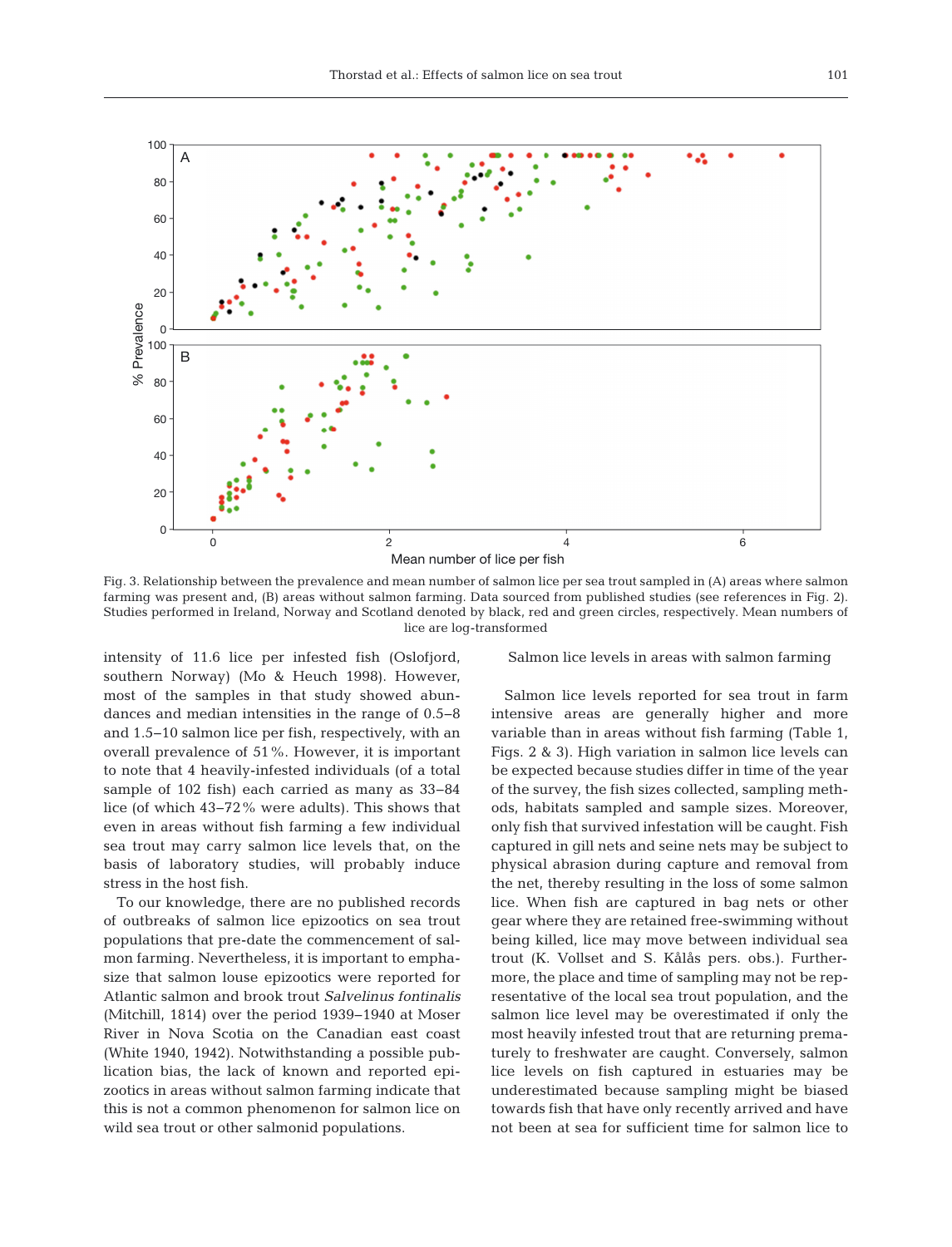Fig. 3. Relationship between the prevalence and mean number of salmon lice per sea trout sampled in (A) areas where salmon farming was present and, (B) areas without salmon farming. Data sourced from published studies (see references in Fig. 2). Studies performed in Ireland, Norway and Scotland denoted by black, red and green circles, respectively. Mean numbers of lice are log-transformed

intensity of 11.6 lice per infested fish (Oslofjord, southern Norway) (Mo & Heuch 1998). However, most of the samples in that study showed abundances and median intensities in the range of 0.5–8 and 1.5–10 salmon lice per fish, respectively, with an overall prevalence of 51%. However, it is important to note that 4 heavily-infested individuals (of a total sample of 102 fish) each carried as many as 33–84 lice (of which 43–72% were adults). This shows that even in areas without fish farming a few individual sea trout may carry salmon lice levels that, on the basis of laboratory studies, will probably induce stress in the host fish.

To our knowledge, there are no published records of outbreaks of salmon lice epizootics on sea trout populations that pre-date the commencement of salmon farming. Nevertheless, it is important to emphasize that salmon louse epizootics were reported for Atlantic salmon and brook trout *Salvelinus fontinalis* (Mitchill, 1814) over the period 1939–1940 at Moser River in Nova Scotia on the Canadian east coast (White 1940, 1942). Notwithstanding a possible publication bias, the lack of known and reported epizootics in areas without salmon farming indicate that this is not a common phenomenon for salmon lice on wild sea trout or other salmonid populations.

## Salmon lice levels in areas with salmon farming

Salmon lice levels reported for sea trout in farm intensive areas are generally higher and more variable than in areas without fish farming (Table 1, Figs. 2 & 3). High variation in salmon lice levels can be expected because studies differ in time of the year of the survey, the fish sizes collected, sampling methods, habitats sampled and sample sizes. Moreover, only fish that survived infestation will be caught. Fish captured in gill nets and seine nets may be subject to physical abrasion during capture and removal from the net, thereby resulting in the loss of some salmon lice. When fish are captured in bag nets or other gear where they are retained free-swimming without being killed, lice may move between individual sea trout (K. Vollset and S. Kålås pers. obs.). Furthermore, the place and time of sampling may not be representative of the local sea trout population, and the salmon lice level may be overestimated if only the most heavily infested trout that are returning prematurely to freshwater are caught. Conversely, salmon lice levels on fish captured in estuaries may be underestimated because sampling might be biased towards fish that have only recently arrived and have not been at sea for sufficient time for salmon lice to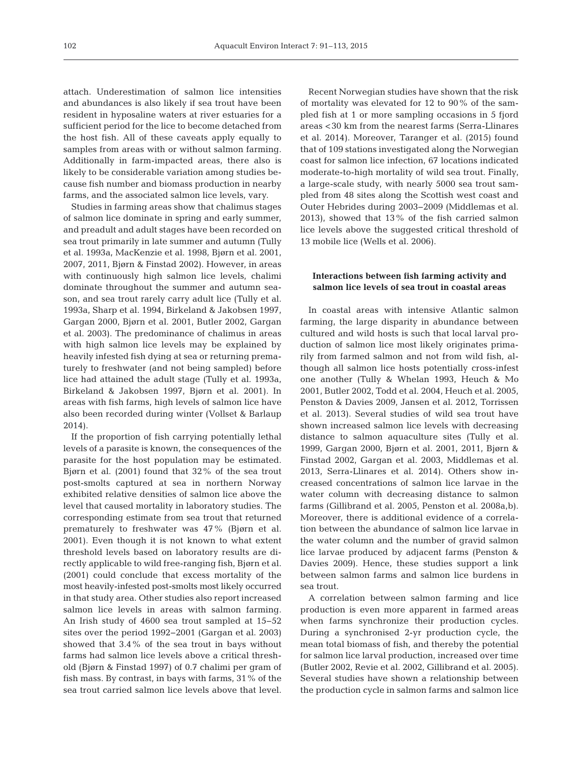attach. Underestimation of salmon lice intensities and abundances is also likely if sea trout have been resident in hyposaline waters at river estuaries for a sufficient period for the lice to become detached from the host fish. All of these caveats apply equally to samples from areas with or without salmon farming. Additionally in farm-impacted areas, there also is likely to be considerable variation among studies because fish number and biomass production in nearby farms, and the associated salmon lice levels, vary.

Studies in farming areas show that chalimus stages of salmon lice dominate in spring and early summer, and preadult and adult stages have been recorded on sea trout primarily in late summer and autumn (Tully et al. 1993a, MacKenzie et al. 1998, Bjørn et al. 2001, 2007, 2011, Bjørn & Finstad 2002). However, in areas with continuously high salmon lice levels, chalimi dominate throughout the summer and autumn season, and sea trout rarely carry adult lice (Tully et al. 1993a, Sharp et al. 1994, Birkeland & Jakobsen 1997, Gargan 2000, Bjørn et al. 2001, Butler 2002, Gargan et al. 2003). The predominance of chalimus in areas with high salmon lice levels may be explained by heavily infested fish dying at sea or returning prematurely to freshwater (and not being sampled) before lice had attained the adult stage (Tully et al. 1993a, Birkeland & Jakobsen 1997, Bjørn et al. 2001). In areas with fish farms, high levels of salmon lice have also been recorded during winter (Vollset & Barlaup 2014).

If the proportion of fish carrying potentially lethal levels of a parasite is known, the consequences of the parasite for the host population may be estimated. Bjørn et al. (2001) found that 32% of the sea trout post-smolts captured at sea in northern Norway exhibited relative densities of salmon lice above the level that caused mortality in laboratory studies. The corresponding estimate from sea trout that returned prematurely to freshwater was 47% (Bjørn et al. 2001). Even though it is not known to what extent threshold levels based on laboratory results are directly applicable to wild free-ranging fish, Bjørn et al. (2001) could conclude that excess mortality of the most heavily-infested post-smolts most likely occurred in that study area. Other studies also report increased salmon lice levels in areas with salmon farming. An Irish study of 4600 sea trout sampled at 15–52 sites over the period 1992–2001 (Gargan et al. 2003) showed that 3.4% of the sea trout in bays without farms had salmon lice levels above a critical threshold (Bjørn & Finstad 1997) of 0.7 chalimi per gram of fish mass. By contrast, in bays with farms, 31% of the sea trout carried salmon lice levels above that level.

Recent Norwegian studies have shown that the risk of mortality was elevated for 12 to 90% of the sampled fish at 1 or more sampling occasions in 5 fjord areas <30 km from the nearest farms (Serra-Llinares et al. 2014). Moreover, Taranger et al. (2015) found that of 109 stations investigated along the Norwegian coast for salmon lice infection, 67 locations indicated moderate-to-high mortality of wild sea trout. Finally, a large-scale study, with nearly 5000 sea trout sampled from 48 sites along the Scottish west coast and Outer Hebrides during 2003–2009 (Middlemas et al. 2013), showed that 13% of the fish carried salmon lice levels above the suggested critical threshold of 13 mobile lice (Wells et al. 2006).

### Interactions between fish farming activity and salmon lice levels of sea trout in coastal areas

In coastal areas with intensive Atlantic salmon farming, the large disparity in abundance between cultured and wild hosts is such that local larval production of salmon lice most likely originates primarily from farmed salmon and not from wild fish, although all salmon lice hosts potentially cross-infest one another (Tully & Whelan 1993, Heuch & Mo 2001, Butler 2002, Todd et al. 2004, Heuch et al. 2005, Penston & Davies 2009, Jansen et al. 2012, Torrissen et al. 2013). Several studies of wild sea trout have shown increased salmon lice levels with decreasing distance to salmon aquaculture sites (Tully et al. 1999, Gargan 2000, Bjørn et al. 2001, 2011, Bjørn & Finstad 2002, Gargan et al. 2003, Middlemas et al. 2013, Serra-Llinares et al. 2014). Others show increased concentrations of salmon lice larvae in the water column with decreasing distance to salmon farms (Gillibrand et al. 2005, Penston et al. 2008a,b). Moreover, there is additional evidence of a correlation between the abundance of salmon lice larvae in the water column and the number of gravid salmon lice larvae produced by adjacent farms (Penston & Davies 2009). Hence, these studies support a link between salmon farms and salmon lice burdens in sea trout.

A correlation between salmon farming and lice production is even more apparent in farmed areas when farms synchronize their production cycles. During a synchronised 2-yr production cycle, the mean total biomass of fish, and thereby the potential for salmon lice larval production, increased over time (Butler 2002, Revie et al. 2002, Gillibrand et al. 2005). Several studies have shown a relationship between the production cycle in salmon farms and salmon lice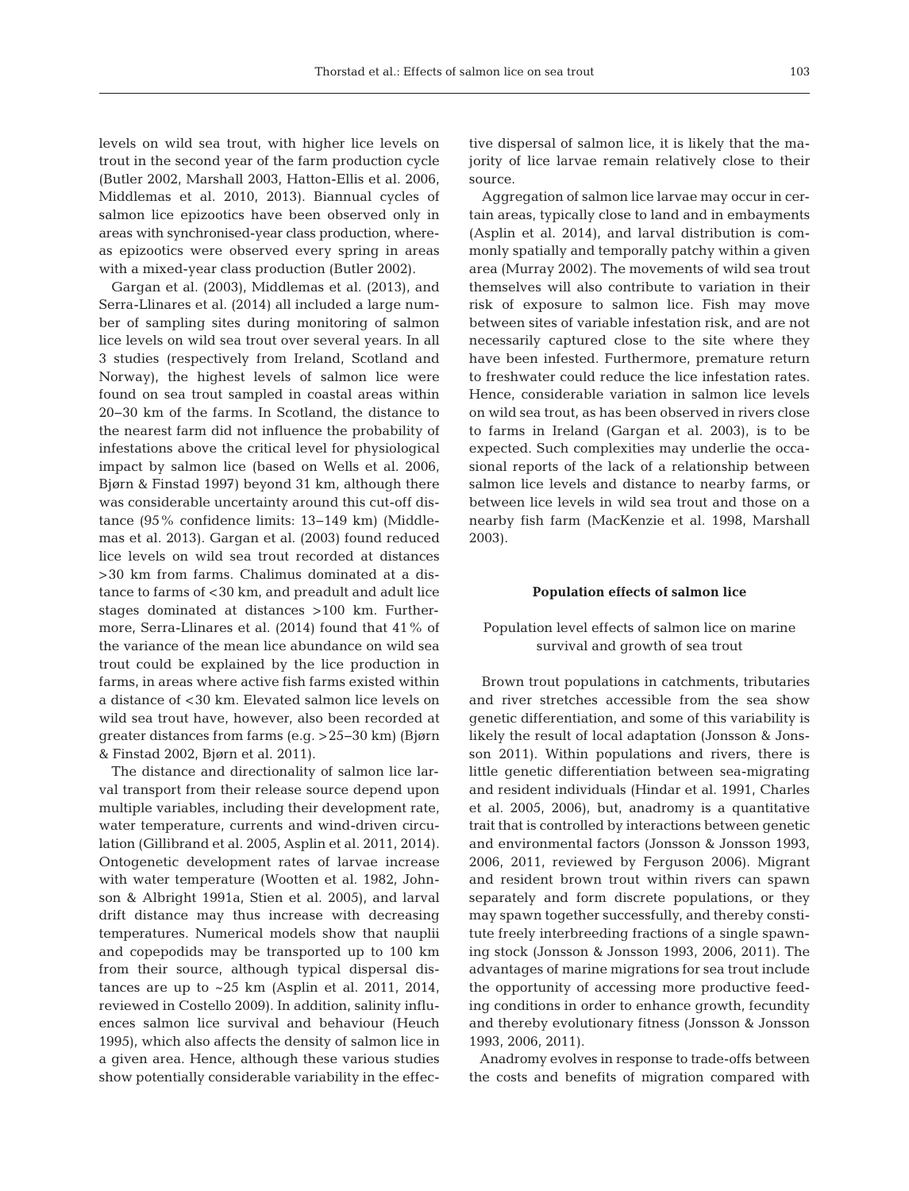levels on wild sea trout, with higher lice levels on trout in the second year of the farm production cycle (Butler 2002, Marshall 2003, Hatton-Ellis et al. 2006, Middlemas et al. 2010, 2013). Biannual cycles of salmon lice epizootics have been observed only in areas with synchronised-year class production, whereas epizootics were observed every spring in areas with a mixed-year class production (Butler 2002).

Gargan et al. (2003), Middlemas et al. (2013), and Serra-Llinares et al. (2014) all included a large number of sampling sites during monitoring of salmon lice levels on wild sea trout over several years. In all 3 studies (respectively from Ireland, Scotland and Norway), the highest levels of salmon lice were found on sea trout sampled in coastal areas within 20–30 km of the farms. In Scotland, the distance to the nearest farm did not influence the probability of infestations above the critical level for physiological impact by salmon lice (based on Wells et al. 2006, Bjørn & Finstad 1997) beyond 31 km, although there was considerable uncertainty around this cut-off distance (95% confidence limits: 13–149 km) (Middlemas et al. 2013). Gargan et al. (2003) found reduced lice levels on wild sea trout recorded at distances >30 km from farms. Chalimus dominated at a distance to farms of <30 km, and preadult and adult lice stages dominated at distances >100 km. Furthermore, Serra-Llinares et al. (2014) found that 41% of the variance of the mean lice abundance on wild sea trout could be explained by the lice production in farms, in areas where active fish farms existed within a distance of <30 km. Elevated salmon lice levels on wild sea trout have, however, also been recorded at greater distances from farms (e.g. >25–30 km) (Bjørn & Finstad 2002, Bjørn et al. 2011).

The distance and directionality of salmon lice larval transport from their release source depend upon multiple variables, including their development rate, water temperature, currents and wind-driven circulation (Gillibrand et al. 2005, Asplin et al. 2011, 2014). Ontogenetic development rates of larvae increase with water temperature (Wootten et al. 1982, Johnson & Albright 1991a, Stien et al. 2005), and larval drift distance may thus increase with decreasing temperatures. Numerical models show that nauplii and copepodids may be transported up to 100 km from their source, although typical dispersal distances are up to ~25 km (Asplin et al. 2011, 2014, reviewed in Costello 2009). In addition, salinity influences salmon lice survival and behaviour (Heuch 1995), which also affects the density of salmon lice in a given area. Hence, although these various studies show potentially considerable variability in the effective dispersal of salmon lice, it is likely that the majority of lice larvae remain relatively close to their source.

Aggregation of salmon lice larvae may occur in certain areas, typically close to land and in embayments (Asplin et al. 2014), and larval distribution is commonly spatially and temporally patchy within a given area (Murray 2002). The movements of wild sea trout themselves will also contribute to variation in their risk of exposure to salmon lice. Fish may move between sites of variable infestation risk, and are not necessarily captured close to the site where they have been infested. Furthermore, premature return to freshwater could reduce the lice infestation rates. Hence, considerable variation in salmon lice levels on wild sea trout, as has been observed in rivers close to farms in Ireland (Gargan et al. 2003), is to be expected. Such complexities may underlie the occasional reports of the lack of a relationship between salmon lice levels and distance to nearby farms, or between lice levels in wild sea trout and those on a nearby fish farm (MacKenzie et al. 1998, Marshall 2003).

## Population effects of salmon lice

### Population level effects of salmon lice on marine survival and growth of sea trout

Brown trout populations in catchments, tributaries and river stretches accessible from the sea show genetic differentiation, and some of this variability is likely the result of local adaptation (Jonsson & Jonsson 2011). Within populations and rivers, there is little genetic differentiation between sea-migrating and resident individuals (Hindar et al. 1991, Charles et al. 2005, 2006), but, anadromy is a quantitative trait that is controlled by interactions between genetic and environmental factors (Jonsson & Jonsson 1993, 2006, 2011, reviewed by Ferguson 2006). Migrant and resident brown trout within rivers can spawn separately and form discrete populations, or they may spawn together successfully, and thereby constitute freely interbreeding fractions of a single spawning stock (Jonsson & Jonsson 1993, 2006, 2011). The advantages of marine migrations for sea trout include the opportunity of accessing more productive feeding conditions in order to enhance growth, fecundity and thereby evolutionary fitness (Jonsson & Jonsson 1993, 2006, 2011).

Anadromy evolves in response to trade-offs between the costs and benefits of migration compared with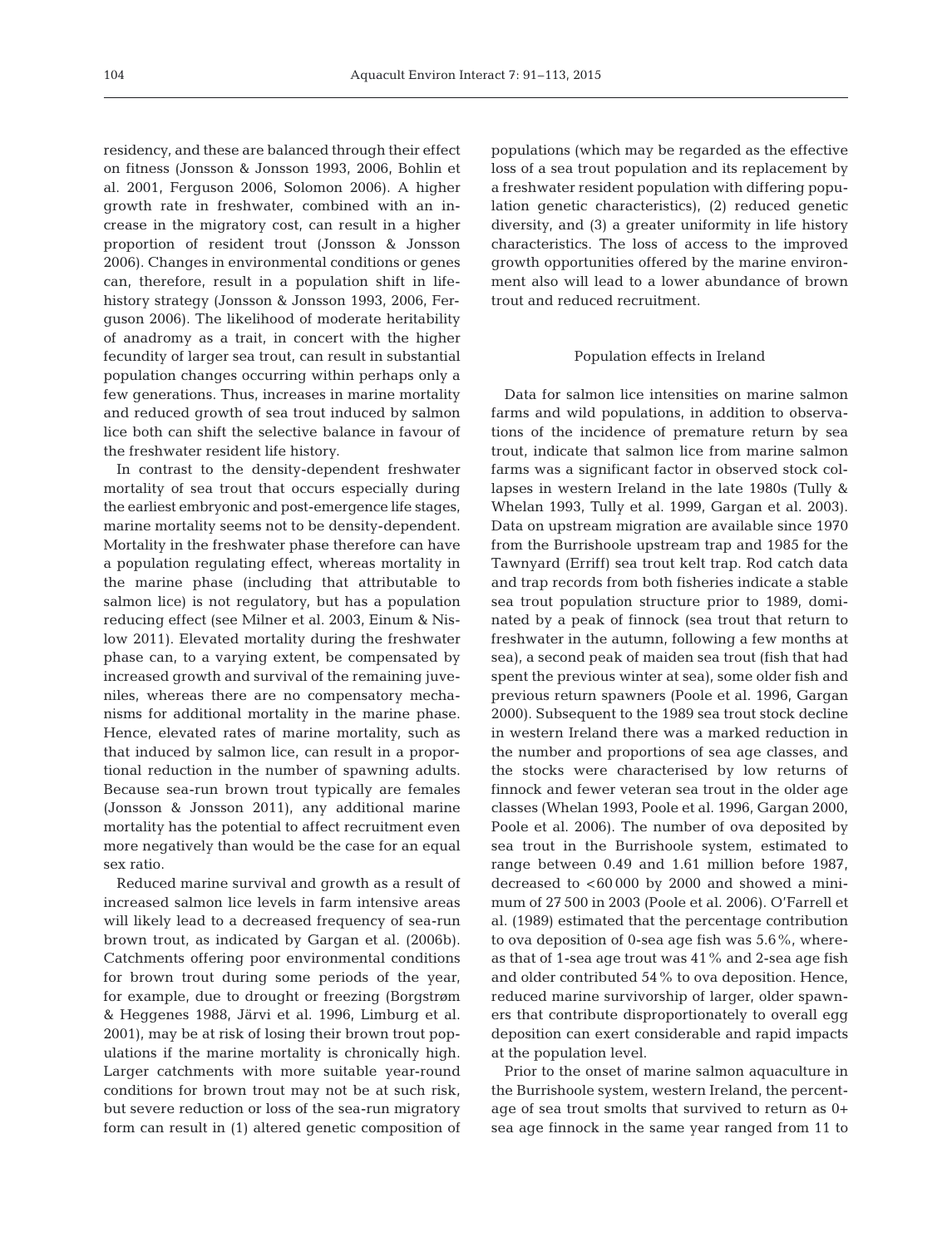residency, and these are balanced through their effect on fitness (Jonsson & Jonsson 1993, 2006, Bohlin et al. 2001, Ferguson 2006, Solomon 2006). A higher growth rate in freshwater, combined with an increase in the migratory cost, can result in a higher proportion of resident trout (Jonsson & Jonsson 2006). Changes in environmental conditions or genes can, therefore, result in a population shift in life-history strategy (Jonsson & Jonsson 1993, 2006, Ferguson 2006). The likelihood of moderate heritability of anadromy as a trait, in concert with the higher fecundity of larger sea trout, can result in substantial population changes occurring within perhaps only a few generations. Thus, increases in marine mortality and reduced growth of sea trout induced by salmon lice both can shift the selective balance in favour of the freshwater resident life history.

In contrast to the density-dependent freshwater mortality of sea trout that occurs especially during the earliest embryonic and post-emergence life stages, marine mortality seems not to be density-dependent. Mortality in the freshwater phase therefore can have a population regulating effect, whereas mortality in the marine phase (including that attributable to salmon lice) is not regulatory, but has a population reducing effect (see Milner et al. 2003, Einum & Nislow 2011). Elevated mortality during the freshwater phase can, to a varying extent, be compensated by increased growth and survival of the remaining juveniles, whereas there are no compensatory mechanisms for additional mortality in the marine phase. Hence, elevated rates of marine mortality, such as that induced by salmon lice, can result in a proportional reduction in the number of spawning adults. Because sea-run brown trout typically are females (Jonsson & Jonsson 2011), any additional marine mortality has the potential to affect recruitment even more negatively than would be the case for an equal sex ratio.

Reduced marine survival and growth as a result of increased salmon lice levels in farm intensive areas will likely lead to a decreased frequency of sea-run brown trout, as indicated by Gargan et al. (2006b). Catchments offering poor environmental conditions for brown trout during some periods of the year, for example, due to drought or freezing (Borgstrøm & Heggenes 1988, Järvi et al. 1996, Limburg et al. 2001), may be at risk of losing their brown trout populations if the marine mortality is chronically high. Larger catchments with more suitable year-round conditions for brown trout may not be at such risk, but severe reduction or loss of the sea-run migratory form can result in (1) altered genetic composition of populations (which may be regarded as the effective loss of a sea trout population and its replacement by a freshwater resident population with differing population genetic characteristics), (2) reduced genetic diversity, and (3) a greater uniformity in life history characteristics. The loss of access to the improved growth opportunities offered by the marine environment also will lead to a lower abundance of brown trout and reduced recruitment.

### Population effects in Ireland

Data for salmon lice intensities on marine salmon farms and wild populations, in addition to observations of the incidence of premature return by sea trout, indicate that salmon lice from marine salmon farms was a significant factor in observed stock collapses in western Ireland in the late 1980s (Tully & Whelan 1993, Tully et al. 1999, Gargan et al. 2003). Data on upstream migration are available since 1970 from the Burrishoole upstream trap and 1985 for the Tawnyard (Erriff) sea trout kelt trap. Rod catch data and trap records from both fisheries indicate a stable sea trout population structure prior to 1989, dominated by a peak of finnock (sea trout that return to freshwater in the autumn, following a few months at sea), a second peak of maiden sea trout (fish that had spent the previous winter at sea), some older fish and previous return spawners (Poole et al. 1996, Gargan 2000). Subsequent to the 1989 sea trout stock decline in western Ireland there was a marked reduction in the number and proportions of sea age classes, and the stocks were characterised by low returns of finnock and fewer veteran sea trout in the older age classes (Whelan 1993, Poole et al. 1996, Gargan 2000, Poole et al. 2006). The number of ova deposited by sea trout in the Burrishoole system, estimated to range between 0.49 and 1.61 million before 1987, decreased to <60 000 by 2000 and showed a minimum of 27 500 in 2003 (Poole et al. 2006). O'Farrell et al. (1989) estimated that the percentage contribution to ova deposition of 0-sea age fish was 5.6%, whereas that of 1-sea age trout was 41% and 2-sea age fish and older contributed 54% to ova deposition. Hence, reduced marine survivorship of larger, older spawners that contribute disproportionately to overall egg deposition can exert considerable and rapid impacts at the population level.

Prior to the onset of marine salmon aquaculture in the Burrishoole system, western Ireland, the percentage of sea trout smolts that survived to return as 0+ sea age finnock in the same year ranged from 11 to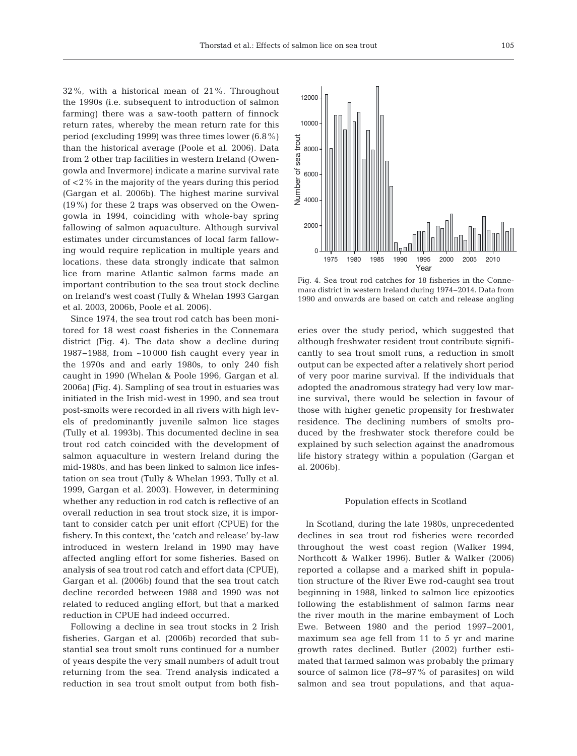32%, with a historical mean of 21%. Throughout the 1990s (i.e. subsequent to introduction of salmon farming) there was a saw-tooth pattern of finnock return rates, whereby the mean return rate for this period (excluding 1999) was three times lower (6.8%) than the historical average (Poole et al. 2006). Data from 2 other trap facilities in western Ireland (Owengowla and Invermore) indicate a marine survival rate of <2% in the majority of the years during this period (Gargan et al. 2006b). The highest marine survival (19%) for these 2 traps was observed on the Owengowla in 1994, coinciding with whole-bay spring fallowing of salmon aquaculture. Although survival estimates under circumstances of local farm fallowing would require replication in multiple years and locations, these data strongly indicate that salmon lice from marine Atlantic salmon farms made an important contribution to the sea trout stock decline on Ireland's west coast (Tully & Whelan 1993 Gargan et al. 2003, 2006b, Poole et al. 2006).

Since 1974, the sea trout rod catch has been monitored for 18 west coast fisheries in the Connemara district (Fig. 4). The data show a decline during 1987–1988, from ~10 000 fish caught every year in the 1970s and and early 1980s, to only 240 fish caught in 1990 (Whelan & Poole 1996, Gargan et al. 2006a) (Fig. 4). Sampling of sea trout in estuaries was initiated in the Irish mid-west in 1990, and sea trout post-smolts were recorded in all rivers with high levels of predominantly juvenile salmon lice stages (Tully et al. 1993b). This documented decline in sea trout rod catch coincided with the development of salmon aquaculture in western Ireland during the mid-1980s, and has been linked to salmon lice infestation on sea trout (Tully & Whelan 1993, Tully et al. 1999, Gargan et al. 2003). However, in determining whether any reduction in rod catch is reflective of an overall reduction in sea trout stock size, it is important to consider catch per unit effort (CPUE) for the fishery. In this context, the 'catch and release' by-law introduced in western Ireland in 1990 may have affected angling effort for some fisheries. Based on analysis of sea trout rod catch and effort data (CPUE), Gargan et al. (2006b) found that the sea trout catch decline recorded between 1988 and 1990 was not related to reduced angling effort, but that a marked reduction in CPUE had indeed occurred.

Following a decline in sea trout stocks in 2 Irish fisheries, Gargan et al. (2006b) recorded that substantial sea trout smolt runs continued for a number of years despite the very small numbers of adult trout returning from the sea. Trend analysis indicated a reduction in sea trout smolt output from both fisheries over the study period, which suggested that although freshwater resident trout contribute significantly to sea trout smolt runs, a reduction in smolt output can be expected after a relatively short period of very poor marine survival. If the individuals that adopted the anadromous strategy had very low marine survival, there would be selection in favour of those with higher genetic propensity for freshwater residence. The declining numbers of smolts produced by the freshwater stock therefore could be explained by such selection against the anadromous life history strategy within a population (Gargan et al. 2006b).

Fig. 4. Sea trout rod catches for 18 fisheries in the Connemara district in western Ireland during 1974–2014. Data from 1990 and onwards are based on catch and release angling

### Population effects in Scotland

In Scotland, during the late 1980s, unprecedented declines in sea trout rod fisheries were recorded throughout the west coast region (Walker 1994, Northcott & Walker 1996). Butler & Walker (2006) reported a collapse and a marked shift in population structure of the River Ewe rod-caught sea trout beginning in 1988, linked to salmon lice epizootics following the establishment of salmon farms near the river mouth in the marine embayment of Loch Ewe. Between 1980 and the period 1997–2001, maximum sea age fell from 11 to 5 yr and marine growth rates declined. Butler (2002) further estimated that farmed salmon was probably the primary source of salmon lice (78–97% of parasites) on wild salmon and sea trout populations, and that aqua-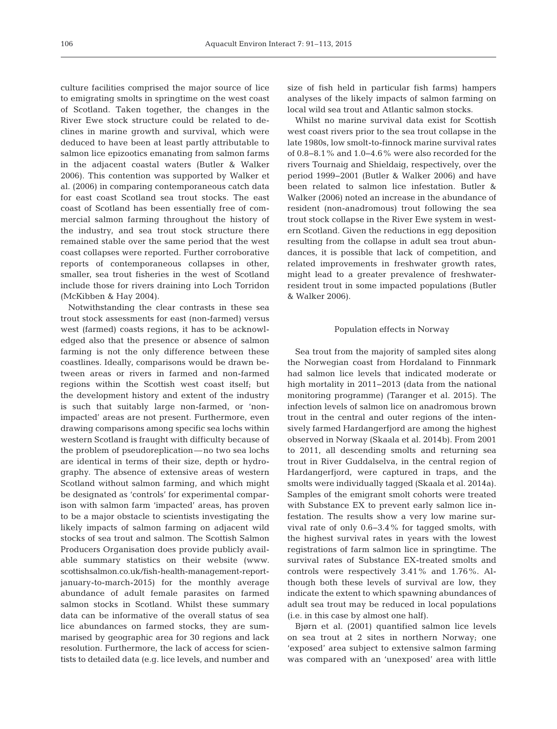culture facilities comprised the major source of lice to emigrating smolts in springtime on the west coast of Scotland. Taken together, the changes in the River Ewe stock structure could be related to declines in marine growth and survival, which were deduced to have been at least partly attributable to salmon lice epizootics emanating from salmon farms in the adjacent coastal waters (Butler & Walker 2006). This contention was supported by Walker et al. (2006) in comparing contemporaneous catch data for east coast Scotland sea trout stocks. The east coast of Scotland has been essentially free of commercial salmon farming throughout the history of the industry, and sea trout stock structure there remained stable over the same period that the west coast collapses were reported. Further corroborative reports of contemporaneous collapses in other, smaller, sea trout fisheries in the west of Scotland include those for rivers draining into Loch Torridon (McKibben & Hay 2004).

Notwithstanding the clear contrasts in these sea trout stock assessments for east (non-farmed) versus west (farmed) coasts regions, it has to be acknowledged also that the presence or absence of salmon farming is not the only difference between these coastlines. Ideally, comparisons would be drawn between areas or rivers in farmed and non-farmed regions within the Scottish west coast itself; but the development history and extent of the industry is such that suitably large non-farmed, or 'non-impacted' areas are not present. Furthermore, even drawing comparisons among specific sea lochs within western Scotland is fraught with difficulty because of the problem of pseudoreplication — no two sea lochs are identical in terms of their size, depth or hydrography. The absence of extensive areas of western Scotland without salmon farming, and which might be designated as 'controls' for experimental comparison with salmon farm 'impacted' areas, has proven to be a major obstacle to scientists investigating the likely impacts of salmon farming on adjacent wild stocks of sea trout and salmon. The Scottish Salmon Producers Organisation does provide publicly available summary statistics on their website (www.scottishsalmon.co.uk/fish-health-management-report-january-to-march-2015) for the monthly average abundance of adult female parasites on farmed salmon stocks in Scotland. Whilst these summary data can be informative of the overall status of sea lice abundances on farmed stocks, they are summarised by geographic area for 30 regions and lack resolution. Furthermore, the lack of access for scientists to detailed data (e.g. lice levels, and number and size of fish held in particular fish farms) hampers analyses of the likely impacts of salmon farming on local wild sea trout and Atlantic salmon stocks.

Whilst no marine survival data exist for Scottish west coast rivers prior to the sea trout collapse in the late 1980s, low smolt-to-finnock marine survival rates of 0.8–8.1% and 1.0–4.6% were also recorded for the rivers Tournaig and Shieldaig, respectively, over the period 1999–2001 (Butler & Walker 2006) and have been related to salmon lice infestation. Butler & Walker (2006) noted an increase in the abundance of resident (non-anadromous) trout following the sea trout stock collapse in the River Ewe system in western Scotland. Given the reductions in egg deposition resulting from the collapse in adult sea trout abundances, it is possible that lack of competition, and related improvements in freshwater growth rates, might lead to a greater prevalence of freshwater-resident trout in some impacted populations (Butler & Walker 2006).

### Population effects in Norway

Sea trout from the majority of sampled sites along the Norwegian coast from Hordaland to Finnmark had salmon lice levels that indicated moderate or high mortality in 2011–2013 (data from the national monitoring programme) (Taranger et al. 2015). The infection levels of salmon lice on anadromous brown trout in the central and outer regions of the intensively farmed Hardangerfjord are among the highest observed in Norway (Skaala et al. 2014b). From 2001 to 2011, all descending smolts and returning sea trout in River Guddalselva, in the central region of Hardangerfjord, were captured in traps, and the smolts were individually tagged (Skaala et al. 2014a). Samples of the emigrant smolt cohorts were treated with Substance EX to prevent early salmon lice infestation. The results show a very low marine survival rate of only 0.6–3.4% for tagged smolts, with the highest survival rates in years with the lowest registrations of farm salmon lice in springtime. The survival rates of Substance EX-treated smolts and controls were respectively 3.41% and 1.76%. Although both these levels of survival are low, they indicate the extent to which spawning abundances of adult sea trout may be reduced in local populations (i.e. in this case by almost one half).

Bjørn et al. (2001) quantified salmon lice levels on sea trout at 2 sites in northern Norway; one 'exposed' area subject to extensive salmon farming was compared with an 'unexposed' area with little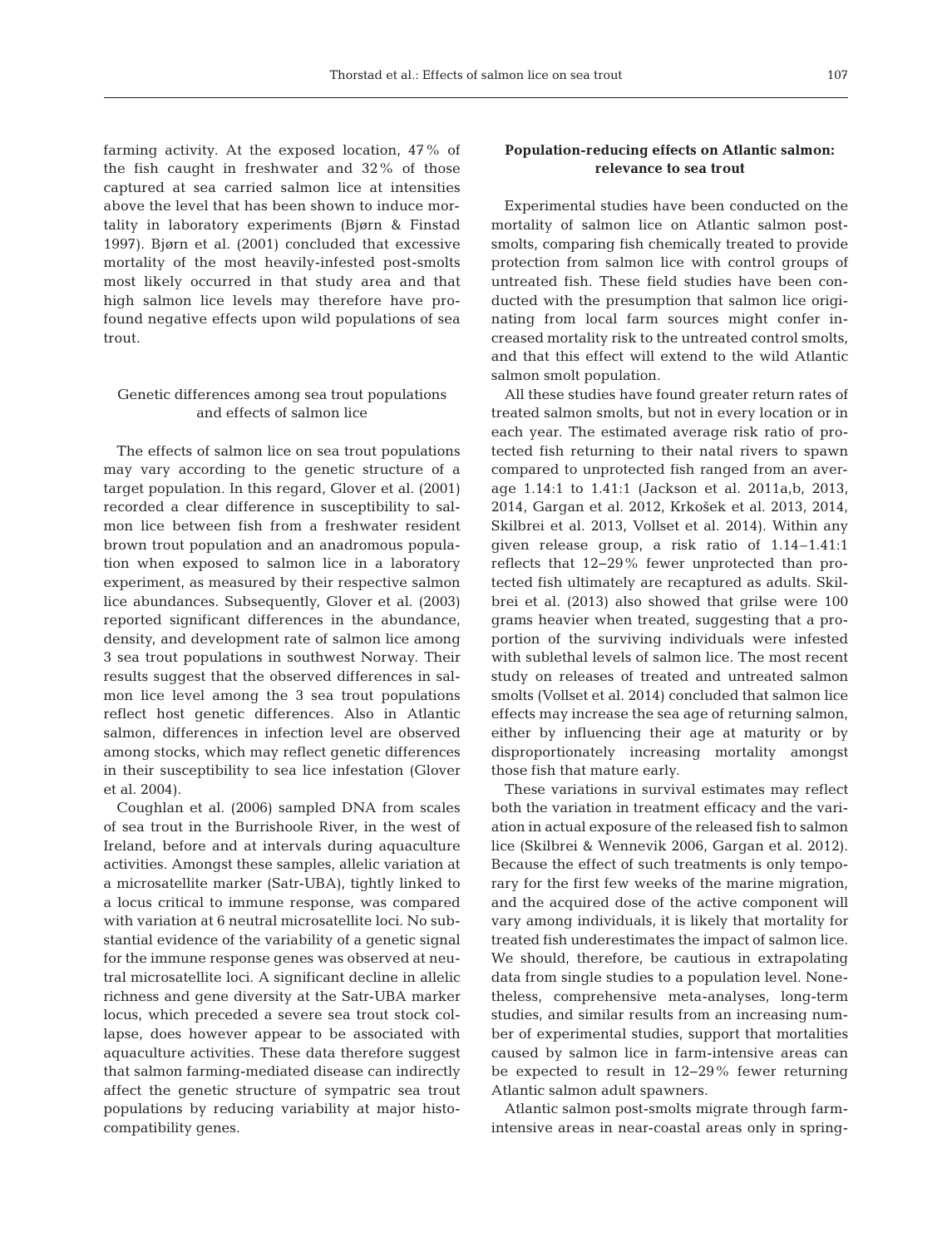farming activity. At the exposed location, 47% of the fish caught in freshwater and 32% of those captured at sea carried salmon lice at intensities above the level that has been shown to induce mortality in laboratory experiments (Bjørn & Finstad 1997). Bjørn et al. (2001) concluded that excessive mortality of the most heavily-infested post-smolts most likely occurred in that study area and that high salmon lice levels may therefore have profound negative effects upon wild populations of sea trout.

### Genetic differences among sea trout populations and effects of salmon lice

The effects of salmon lice on sea trout populations may vary according to the genetic structure of a target population. In this regard, Glover et al. (2001) recorded a clear difference in susceptibility to salmon lice between fish from a freshwater resident brown trout population and an anadromous population when exposed to salmon lice in a laboratory experiment, as measured by their respective salmon lice abundances. Subsequently, Glover et al. (2003) reported significant differences in the abundance, density, and development rate of salmon lice among 3 sea trout populations in southwest Norway. Their results suggest that the observed differences in salmon lice level among the 3 sea trout populations reflect host genetic differences. Also in Atlantic salmon, differences in infection level are observed among stocks, which may reflect genetic differences in their susceptibility to sea lice infestation (Glover et al. 2004).

Coughlan et al. (2006) sampled DNA from scales of sea trout in the Burrishoole River, in the west of Ireland, before and at intervals during aquaculture activities. Amongst these samples, allelic variation at a microsatellite marker (Satr-UBA), tightly linked to a locus critical to immune response, was compared with variation at 6 neutral microsatellite loci. No substantial evidence of the variability of a genetic signal for the immune response genes was observed at neutral microsatellite loci. A significant decline in allelic richness and gene diversity at the Satr-UBA marker locus, which preceded a severe sea trout stock collapse, does however appear to be associated with aquaculture activities. These data therefore suggest that salmon farming-mediated disease can indirectly affect the genetic structure of sympatric sea trout populations by reducing variability at major histocompatibility genes.

## Population-reducing effects on Atlantic salmon: relevance to sea trout

Experimental studies have been conducted on the mortality of salmon lice on Atlantic salmon post-smolts, comparing fish chemically treated to provide protection from salmon lice with control groups of untreated fish. These field studies have been conducted with the presumption that salmon lice originating from local farm sources might confer increased mortality risk to the untreated control smolts, and that this effect will extend to the wild Atlantic salmon smolt population.

All these studies have found greater return rates of treated salmon smolts, but not in every location or in each year. The estimated average risk ratio of protected fish returning to their natal rivers to spawn compared to unprotected fish ranged from an average 1.14:1 to 1.41:1 (Jackson et al. 2011a,b, 2013, 2014, Gargan et al. 2012, Krkošek et al. 2013, 2014, Skilbrei et al. 2013, Vollset et al. 2014). Within any given release group, a risk ratio of 1.14–1.41:1 reflects that 12–29% fewer unprotected than protected fish ultimately are recaptured as adults. Skilbrei et al. (2013) also showed that grilse were 100 grams heavier when treated, suggesting that a proportion of the surviving individuals were infested with sublethal levels of salmon lice. The most recent study on releases of treated and untreated salmon smolts (Vollset et al. 2014) concluded that salmon lice effects may increase the sea age of returning salmon, either by influencing their age at maturity or by disproportionately increasing mortality amongst those fish that mature early.

These variations in survival estimates may reflect both the variation in treatment efficacy and the variation in actual exposure of the released fish to salmon lice (Skilbrei & Wennevik 2006, Gargan et al. 2012). Because the effect of such treatments is only temporary for the first few weeks of the marine migration, and the acquired dose of the active component will vary among individuals, it is likely that mortality for treated fish underestimates the impact of salmon lice. We should, therefore, be cautious in extrapolating data from single studies to a population level. Nonetheless, comprehensive meta-analyses, long-term studies, and similar results from an increasing number of experimental studies, support that mortalities caused by salmon lice in farm-intensive areas can be expected to result in 12–29% fewer returning Atlantic salmon adult spawners.

Atlantic salmon post-smolts migrate through farm-intensive areas in near-coastal areas only in spring-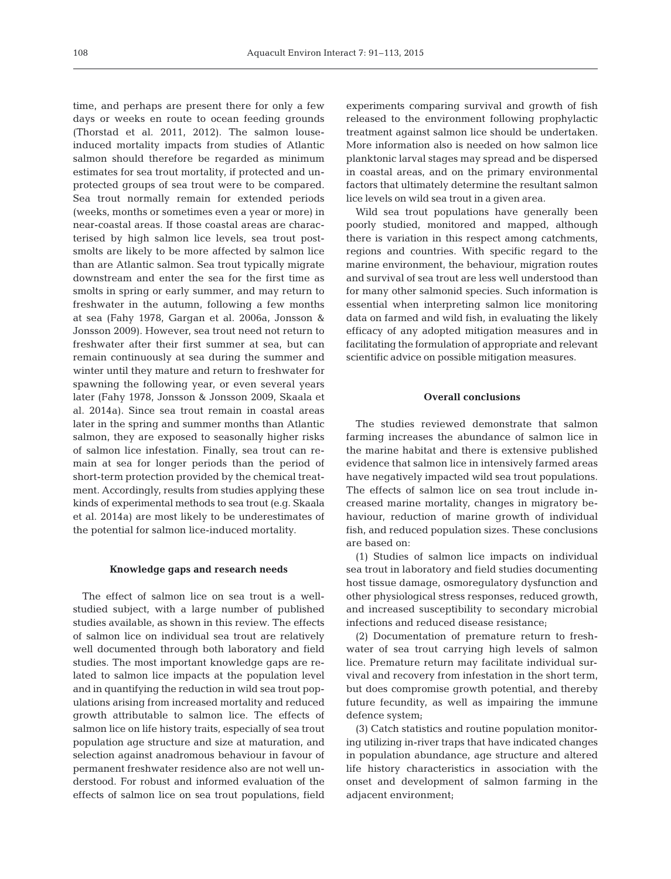time, and perhaps are present there for only a few days or weeks en route to ocean feeding grounds (Thorstad et al. 2011, 2012). The salmon louse-induced mortality impacts from studies of Atlantic salmon should therefore be regarded as minimum estimates for sea trout mortality, if protected and unprotected groups of sea trout were to be compared. Sea trout normally remain for extended periods (weeks, months or sometimes even a year or more) in near-coastal areas. If those coastal areas are characterised by high salmon lice levels, sea trout post-smolts are likely to be more affected by salmon lice than are Atlantic salmon. Sea trout typically migrate downstream and enter the sea for the first time as smolts in spring or early summer, and may return to freshwater in the autumn, following a few months at sea (Fahy 1978, Gargan et al. 2006a, Jonsson & Jonsson 2009). However, sea trout need not return to freshwater after their first summer at sea, but can remain continuously at sea during the summer and winter until they mature and return to freshwater for spawning the following year, or even several years later (Fahy 1978, Jonsson & Jonsson 2009, Skaala et al. 2014a). Since sea trout remain in coastal areas later in the spring and summer months than Atlantic salmon, they are exposed to seasonally higher risks of salmon lice infestation. Finally, sea trout can remain at sea for longer periods than the period of short-term protection provided by the chemical treatment. Accordingly, results from studies applying these kinds of experimental methods to sea trout (e.g. Skaala et al. 2014a) are most likely to be underestimates of the potential for salmon lice-induced mortality.

## Knowledge gaps and research needs

The effect of salmon lice on sea trout is a well-studied subject, with a large number of published studies available, as shown in this review. The effects of salmon lice on individual sea trout are relatively well documented through both laboratory and field studies. The most important knowledge gaps are related to salmon lice impacts at the population level and in quantifying the reduction in wild sea trout populations arising from increased mortality and reduced growth attributable to salmon lice. The effects of salmon lice on life history traits, especially of sea trout population age structure and size at maturation, and selection against anadromous behaviour in favour of permanent freshwater residence also are not well understood. For robust and informed evaluation of the effects of salmon lice on sea trout populations, field experiments comparing survival and growth of fish released to the environment following prophylactic treatment against salmon lice should be undertaken. More information also is needed on how salmon lice planktonic larval stages may spread and be dispersed in coastal areas, and on the primary environmental factors that ultimately determine the resultant salmon lice levels on wild sea trout in a given area.

Wild sea trout populations have generally been poorly studied, monitored and mapped, although there is variation in this respect among catchments, regions and countries. With specific regard to the marine environment, the behaviour, migration routes and survival of sea trout are less well understood than for many other salmonid species. Such information is essential when interpreting salmon lice monitoring data on farmed and wild fish, in evaluating the likely efficacy of any adopted mitigation measures and in facilitating the formulation of appropriate and relevant scientific advice on possible mitigation measures.

## Overall conclusions

The studies reviewed demonstrate that salmon farming increases the abundance of salmon lice in the marine habitat and there is extensive published evidence that salmon lice in intensively farmed areas have negatively impacted wild sea trout populations. The effects of salmon lice on sea trout include increased marine mortality, changes in migratory behaviour, reduction of marine growth of individual fish, and reduced population sizes. These conclusions are based on:

(1) Studies of salmon lice impacts on individual sea trout in laboratory and field studies documenting host tissue damage, osmoregulatory dysfunction and other physiological stress responses, reduced growth, and increased susceptibility to secondary microbial infections and reduced disease resistance;

(2) Documentation of premature return to freshwater of sea trout carrying high levels of salmon lice. Premature return may facilitate individual survival and recovery from infestation in the short term, but does compromise growth potential, and thereby future fecundity, as well as impairing the immune defence system;

(3) Catch statistics and routine population monitoring utilizing in-river traps that have indicated changes in population abundance, age structure and altered life history characteristics in association with the onset and development of salmon farming in the adjacent environment;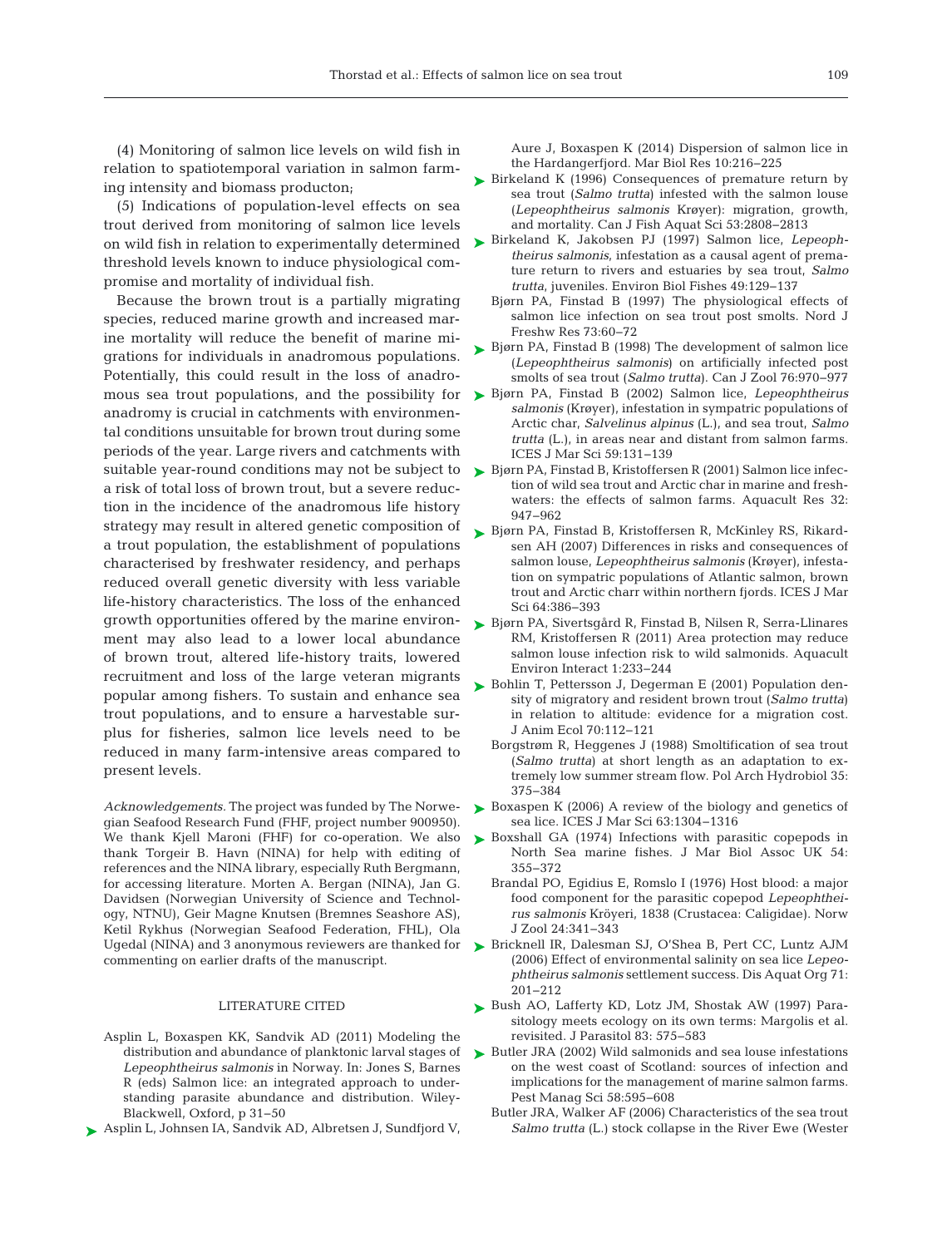(4) Monitoring of salmon lice levels on wild fish in relation to spatiotemporal variation in salmon farming intensity and biomass producton;

(5) Indications of population-level effects on sea trout derived from monitoring of salmon lice levels on wild fish in relation to experimentally determined threshold levels known to induce physiological compromise and mortality of individual fish.

Because the brown trout is a partially migrating species, reduced marine growth and increased marine mortality will reduce the benefit of marine migrations for individuals in anadromous populations. Potentially, this could result in the loss of anadromous sea trout populations, and the possibility for anadromy is crucial in catchments with environmental conditions unsuitable for brown trout during some periods of the year. Large rivers and catchments with suitable year-round conditions may not be subject to a risk of total loss of brown trout, but a severe reduction in the incidence of the anadromous life history strategy may result in altered genetic composition of a trout population, the establishment of populations characterised by freshwater residency, and perhaps reduced overall genetic diversity with less variable life-history characteristics. The loss of the enhanced growth opportunities offered by the marine environment may also lead to a lower local abundance of brown trout, altered life-history traits, lowered recruitment and loss of the large veteran migrants popular among fishers. To sustain and enhance sea trout populations, and to ensure a harvestable surplus for fisheries, salmon lice levels need to be reduced in many farm-intensive areas compared to present levels.

*Acknowledgements.* The project was funded by The Norwegian Seafood Research Fund (FHF, project number 900950). We thank Kjell Maroni (FHF) for co-operation. We also thank Torgeir B. Havn (NINA) for help with editing of references and the NINA library, especially Ruth Bergmann, for accessing literature. Morten A. Bergan (NINA), Jan G. Davidsen (Norwegian University of Science and Technology, NTNU), Geir Magne Knutsen (Bremnes Seashore AS), Ketil Rykhus (Norwegian Seafood Federation, FHL), Ola Ugedal (NINA) and 3 anonymous reviewers are thanked for commenting on earlier drafts of the manuscript.

## LITERATURE CITED

Asplin L, Boxaspen KK, Sandvik AD (2011) Modeling the distribution and abundance of planktonic larval stages of *Lepeophtheirus salmonis* in Norway. In: Jones S, Barnes R (eds) Salmon lice: an integrated approach to understanding parasite abundance and distribution. Wiley-Blackwell, Oxford, p 31–50

Asplin L, Johnsen IA, Sandvik AD, Albretsen J, Sundfjord V, Aure J, Boxaspen K (2014) Dispersion of salmon lice in the Hardangerfjord. Mar Biol Res 10:216–225

Birkeland K (1996) Consequences of premature return by sea trout (*Salmo trutta*) infested with the salmon louse (*Lepeophtheirus salmonis* Krøyer): migration, growth, and mortality. Can J Fish Aquat Sci 53:2808–2813

Birkeland K, Jakobsen PJ (1997) Salmon lice, *Lepeophtheirus salmonis*, infestation as a causal agent of premature return to rivers and estuaries by sea trout, *Salmo trutta*, juveniles. Environ Biol Fishes 49:129–137

Bjørn PA, Finstad B (1997) The physiological effects of salmon lice infection on sea trout post smolts. Nord J Freshw Res 73:60–72

Bjørn PA, Finstad B (1998) The development of salmon lice (*Lepeophtheirus salmonis*) on artificially infected post smolts of sea trout (*Salmo trutta*). Can J Zool 76:970–977

Bjørn PA, Finstad B (2002) Salmon lice, *Lepeophtheirus salmonis* (Krøyer), infestation in sympatric populations of Arctic char, *Salvelinus alpinus* (L.), and sea trout, *Salmo trutta* (L.), in areas near and distant from salmon farms. ICES J Mar Sci 59:131–139

Bjørn PA, Finstad B, Kristoffersen R (2001) Salmon lice infection of wild sea trout and Arctic char in marine and freshwaters: the effects of salmon farms. Aquacult Res 32: 947–962

Bjørn PA, Finstad B, Kristoffersen R, McKinley RS, Rikardsen AH (2007) Differences in risks and consequences of salmon louse, *Lepeophtheirus salmonis* (Krøyer), infestation on sympatric populations of Atlantic salmon, brown trout and Arctic charr within northern fjords. ICES J Mar Sci 64:386–393

Bjørn PA, Sivertsgård R, Finstad B, Nilsen R, Serra-Llinares RM, Kristoffersen R (2011) Area protection may reduce salmon louse infection risk to wild salmonids. Aquacult Environ Interact 1:233–244

Bohlin T, Pettersson J, Degerman E (2001) Population density of migratory and resident brown trout (*Salmo trutta*) in relation to altitude: evidence for a migration cost. J Anim Ecol 70:112–121

Borgstrøm R, Heggenes J (1988) Smoltification of sea trout (*Salmo trutta*) at short length as an adaptation to extremely low summer stream flow. Pol Arch Hydrobiol 35: 375–384

Boxaspen K (2006) A review of the biology and genetics of sea lice. ICES J Mar Sci 63:1304–1316

Boxshall GA (1974) Infections with parasitic copepods in North Sea marine fishes. J Mar Biol Assoc UK 54: 355–372

Brandal PO, Egidius E, Romslo I (1976) Host blood: a major food component for the parasitic copepod *Lepeophtheirus salmonis* Kröyeri, 1838 (Crustacea: Caligidae). Norw J Zool 24:341–343

Bricknell IR, Dalesman SJ, O'Shea B, Pert CC, Luntz AJM (2006) Effect of environmental salinity on sea lice *Lepeophtheirus salmonis* settlement success. Dis Aquat Org 71: 201–212

Bush AO, Lafferty KD, Lotz JM, Shostak AW (1997) Parasitology meets ecology on its own terms: Margolis et al. revisited. J Parasitol 83: 575–583

Butler JRA (2002) Wild salmonids and sea louse infestations on the west coast of Scotland: sources of infection and implications for the management of marine salmon farms. Pest Manag Sci 58:595–608

Butler JRA, Walker AF (2006) Characteristics of the sea trout *Salmo trutta* (L.) stock collapse in the River Ewe (Wester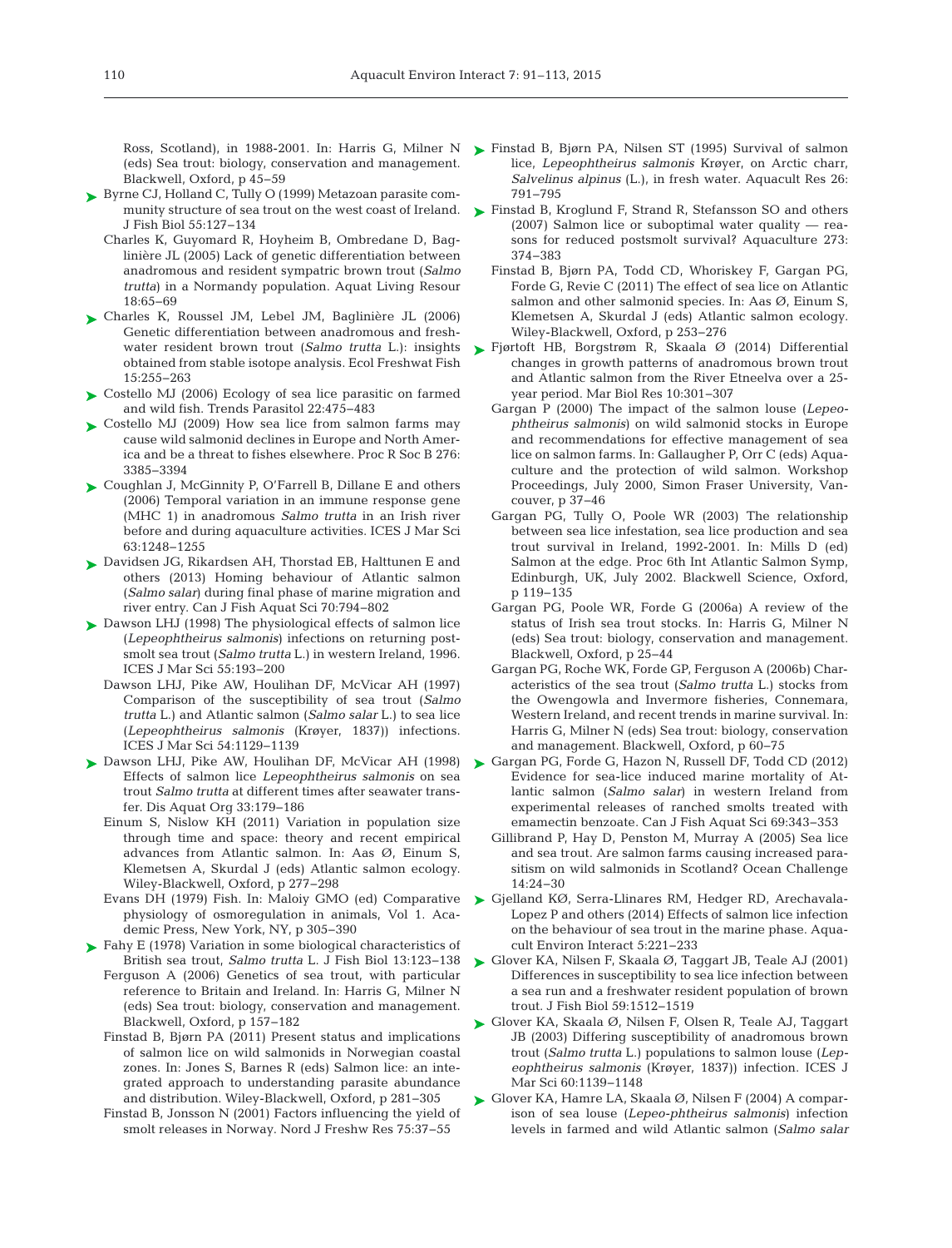Ross, Scotland), in 1988-2001. In: Harris G, Milner N (eds) Sea trout: biology, conservation and management. Blackwell, Oxford, p 45–59

Byrne CJ, Holland C, Tully O (1999) Metazoan parasite community structure of sea trout on the west coast of Ireland. J Fish Biol 55:127–134

Charles K, Guyomard R, Hoyheim B, Ombredane D, Baglinière JL (2005) Lack of genetic differentiation between anadromous and resident sympatric brown trout (*Salmo trutta*) in a Normandy population. Aquat Living Resour 18:65–69

Charles K, Roussel JM, Lebel JM, Baglinière JL (2006) Genetic differentiation between anadromous and freshwater resident brown trout (*Salmo trutta* L.): insights obtained from stable isotope analysis. Ecol Freshwat Fish 15:255–263

Costello MJ (2006) Ecology of sea lice parasitic on farmed and wild fish. Trends Parasitol 22:475–483

Costello MJ (2009) How sea lice from salmon farms may cause wild salmonid declines in Europe and North America and be a threat to fishes elsewhere. Proc R Soc B 276:3385–3394

Coughlan J, McGinnity P, O'Farrell B, Dillane E and others (2006) Temporal variation in an immune response gene (MHC 1) in anadromous *Salmo trutta* in an Irish river before and during aquaculture activities. ICES J Mar Sci 63:1248–1255

Davidsen JG, Rikardsen AH, Thorstad EB, Halttunen E and others (2013) Homing behaviour of Atlantic salmon (*Salmo salar*) during final phase of marine migration and river entry. Can J Fish Aquat Sci 70:794–802

Dawson LHJ (1998) The physiological effects of salmon lice (*Lepeophtheirus salmonis*) infections on returning post-smolt sea trout (*Salmo trutta* L.) in western Ireland, 1996. ICES J Mar Sci 55:193–200

Dawson LHJ, Pike AW, Houlihan DF, McVicar AH (1997) Comparison of the susceptibility of sea trout (*Salmo trutta* L.) and Atlantic salmon (*Salmo salar* L.) to sea lice (*Lepeophtheirus salmonis* (Krøyer, 1837)) infections. ICES J Mar Sci 54:1129–1139

Dawson LHJ, Pike AW, Houlihan DF, McVicar AH (1998) Effects of salmon lice *Lepeophtheirus salmonis* on sea trout *Salmo trutta* at different times after seawater transfer. Dis Aquat Org 33:179–186

Einum S, Nislow KH (2011) Variation in population size through time and space: theory and recent empirical advances from Atlantic salmon. In: Aas Ø, Einum S, Klemetsen A, Skurdal J (eds) Atlantic salmon ecology. Wiley-Blackwell, Oxford, p 277–298

Evans DH (1979) Fish. In: Maloiy GMO (ed) Comparative physiology of osmoregulation in animals, Vol 1. Academic Press, New York, NY, p 305–390

Fahy E (1978) Variation in some biological characteristics of British sea trout, *Salmo trutta* L. J Fish Biol 13:123–138

Ferguson A (2006) Genetics of sea trout, with particular reference to Britain and Ireland. In: Harris G, Milner N (eds) Sea trout: biology, conservation and management. Blackwell, Oxford, p 157–182

Finstad B, Bjørn PA (2011) Present status and implications of salmon lice on wild salmonids in Norwegian coastal zones. In: Jones S, Barnes R (eds) Salmon lice: an integrated approach to understanding parasite abundance and distribution. Wiley-Blackwell, Oxford, p 281–305

Finstad B, Jonsson N (2001) Factors influencing the yield of smolt releases in Norway. Nord J Freshw Res 75:37–55

Finstad B, Bjørn PA, Nilsen ST (1995) Survival of salmon lice, *Lepeophtheirus salmonis* Krøyer, on Arctic charr, *Salvelinus alpinus* (L.), in fresh water. Aquacult Res 26:791–795

Finstad B, Kroglund F, Strand R, Stefansson SO and others (2007) Salmon lice or suboptimal water quality — reasons for reduced postsmolt survival? Aquaculture 273:374–383

Finstad B, Bjørn PA, Todd CD, Whoriskey F, Gargan PG, Forde G, Revie C (2011) The effect of sea lice on Atlantic salmon and other salmonid species. In: Aas Ø, Einum S, Klemetsen A, Skurdal J (eds) Atlantic salmon ecology. Wiley-Blackwell, Oxford, p 253–276

Fjørtoft HB, Borgstrøm R, Skaala Ø (2014) Differential changes in growth patterns of anadromous brown trout and Atlantic salmon from the River Etneelva over a 25-year period. Mar Biol Res 10:301–307

Gargan P (2000) The impact of the salmon louse (*Lepeophtheirus salmonis*) on wild salmonid stocks in Europe and recommendations for effective management of sea lice on salmon farms. In: Gallaugher P, Orr C (eds) Aquaculture and the protection of wild salmon. Workshop Proceedings, July 2000, Simon Fraser University, Vancouver, p 37–46

Gargan PG, Tully O, Poole WR (2003) The relationship between sea lice infestation, sea lice production and sea trout survival in Ireland, 1992-2001. In: Mills D (ed) Salmon at the edge. Proc 6th Int Atlantic Salmon Symp, Edinburgh, UK, July 2002. Blackwell Science, Oxford, p 119–135

Gargan PG, Poole WR, Forde G (2006a) A review of the status of Irish sea trout stocks. In: Harris G, Milner N (eds) Sea trout: biology, conservation and management. Blackwell, Oxford, p 25–44

Gargan PG, Roche WK, Forde GP, Ferguson A (2006b) Characteristics of the sea trout (*Salmo trutta* L.) stocks from the Owengowla and Invermore fisheries, Connemara, Western Ireland, and recent trends in marine survival. In: Harris G, Milner N (eds) Sea trout: biology, conservation and management. Blackwell, Oxford, p 60–75

Gargan PG, Forde G, Hazon N, Russell DF, Todd CD (2012) Evidence for sea-lice induced marine mortality of Atlantic salmon (*Salmo salar*) in western Ireland from experimental releases of ranched smolts treated with emamectin benzoate. Can J Fish Aquat Sci 69:343–353

Gillibrand P, Hay D, Penston M, Murray A (2005) Sea lice and sea trout. Are salmon farms causing increased parasitism on wild salmonids in Scotland? Ocean Challenge 14:24–30

Gjelland KØ, Serra-Llinares RM, Hedger RD, Arechavala-Lopez P and others (2014) Effects of salmon lice infection on the behaviour of sea trout in the marine phase. Aquacult Environ Interact 5:221–233

Glover KA, Nilsen F, Skaala Ø, Taggart JB, Teale AJ (2001) Differences in susceptibility to sea lice infection between a sea run and a freshwater resident population of brown trout. J Fish Biol 59:1512–1519

Glover KA, Skaala Ø, Nilsen F, Olsen R, Teale AJ, Taggart JB (2003) Differing susceptibility of anadromous brown trout (*Salmo trutta* L.) populations to salmon louse (*Lepeophtheirus salmonis* (Krøyer, 1837)) infection. ICES J Mar Sci 60:1139–1148

Glover KA, Hamre LA, Skaala Ø, Nilsen F (2004) A comparison of sea louse (*Lepeo-phtheirus salmonis*) infection levels in farmed and wild Atlantic salmon (*Salmo salar*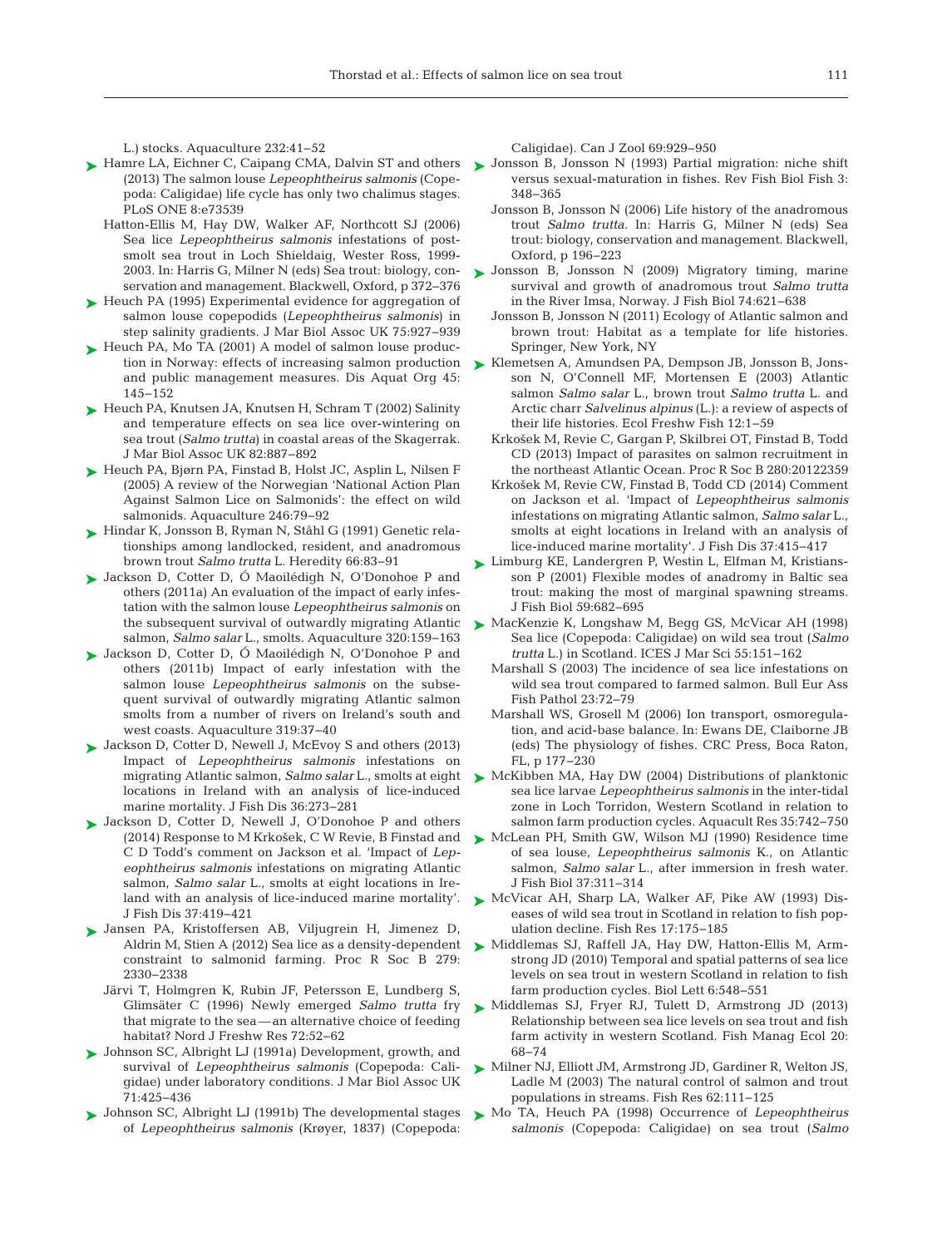L.) stocks. Aquaculture 232:41–52

Hamre LA, Eichner C, Caipang CMA, Dalvin ST and others (2013) The salmon louse *Lepeophtheirus salmonis* (Copepoda: Caligidae) life cycle has only two chalimus stages. PLoS ONE 8:e73539

Hatton-Ellis M, Hay DW, Walker AF, Northcott SJ (2006) Sea lice *Lepeophtheirus salmonis* infestations of post-smolt sea trout in Loch Shieldaig, Wester Ross, 1999-2003. In: Harris G, Milner N (eds) Sea trout: biology, conservation and management. Blackwell, Oxford, p 372–376

Heuch PA (1995) Experimental evidence for aggregation of salmon louse copepodids (*Lepeophtheirus salmonis*) in step salinity gradients. J Mar Biol Assoc UK 75:927–939

Heuch PA, Mo TA (2001) A model of salmon louse production in Norway: effects of increasing salmon production and public management measures. Dis Aquat Org 45: 145–152

Heuch PA, Knutsen JA, Knutsen H, Schram T (2002) Salinity and temperature effects on sea lice over-wintering on sea trout (*Salmo trutta*) in coastal areas of the Skagerrak. J Mar Biol Assoc UK 82:887–892

Heuch PA, Bjørn PA, Finstad B, Holst JC, Asplin L, Nilsen F (2005) A review of the Norwegian 'National Action Plan Against Salmon Lice on Salmonids': the effect on wild salmonids. Aquaculture 246:79–92

Hindar K, Jonsson B, Ryman N, Ståhl G (1991) Genetic relationships among landlocked, resident, and anadromous brown trout *Salmo trutta* L. Heredity 66:83–91

Jackson D, Cotter D, Ó Maoilédigh N, O'Donohoe P and others (2011a) An evaluation of the impact of early infestation with the salmon louse *Lepeophtheirus salmonis* on the subsequent survival of outwardly migrating Atlantic salmon, *Salmo salar* L., smolts. Aquaculture 320:159–163

Jackson D, Cotter D, Ó Maoilédigh N, O'Donohoe P and others (2011b) Impact of early infestation with the salmon louse *Lepeophtheirus salmonis* on the subsequent survival of outwardly migrating Atlantic salmon smolts from a number of rivers on Ireland's south and west coasts. Aquaculture 319:37–40

Jackson D, Cotter D, Newell J, McEvoy S and others (2013) Impact of *Lepeophtheirus salmonis* infestations on migrating Atlantic salmon, *Salmo salar* L., smolts at eight locations in Ireland with an analysis of lice-induced marine mortality. J Fish Dis 36:273–281

Jackson D, Cotter D, Newell J, O'Donohoe P and others (2014) Response to M Krkošek, C W Revie, B Finstad and C D Todd's comment on Jackson et al. 'Impact of *Lepeophtheirus salmonis* infestations on migrating Atlantic salmon, *Salmo salar* L., smolts at eight locations in Ireland with an analysis of lice-induced marine mortality'. J Fish Dis 37:419–421

Jansen PA, Kristoffersen AB, Viljugrein H, Jimenez D, Aldrin M, Stien A (2012) Sea lice as a density-dependent constraint to salmonid farming. Proc R Soc B 279: 2330–2338

Järvi T, Holmgren K, Rubin JF, Petersson E, Lundberg S, Glimsäter C (1996) Newly emerged *Salmo trutta* fry that migrate to the sea — an alternative choice of feeding habitat? Nord J Freshw Res 72:52–62

Johnson SC, Albright LJ (1991a) Development, growth, and survival of *Lepeophtheirus salmonis* (Copepoda: Caligidae) under laboratory conditions. J Mar Biol Assoc UK 71:425–436

Johnson SC, Albright LJ (1991b) The developmental stages of *Lepeophtheirus salmonis* (Krøyer, 1837) (Copepoda: Caligidae). Can J Zool 69:929–950

Jonsson B, Jonsson N (1993) Partial migration: niche shift versus sexual-maturation in fishes. Rev Fish Biol Fish 3: 348–365

Jonsson B, Jonsson N (2006) Life history of the anadromous trout *Salmo trutta*. In: Harris G, Milner N (eds) Sea trout: biology, conservation and management. Blackwell, Oxford, p 196–223

Jonsson B, Jonsson N (2009) Migratory timing, marine survival and growth of anadromous trout *Salmo trutta* in the River Imsa, Norway. J Fish Biol 74:621–638

Jonsson B, Jonsson N (2011) Ecology of Atlantic salmon and brown trout: Habitat as a template for life histories. Springer, New York, NY

Klemetsen A, Amundsen PA, Dempson JB, Jonsson B, Jonsson N, O'Connell MF, Mortensen E (2003) Atlantic salmon *Salmo salar* L., brown trout *Salmo trutta* L. and Arctic charr *Salvelinus alpinus* (L.): a review of aspects of their life histories. Ecol Freshw Fish 12:1–59

Krkošek M, Revie C, Gargan P, Skilbrei OT, Finstad B, Todd CD (2013) Impact of parasites on salmon recruitment in the northeast Atlantic Ocean. Proc R Soc B 280:20122359

Krkošek M, Revie CW, Finstad B, Todd CD (2014) Comment on Jackson et al. 'Impact of *Lepeophtheirus salmonis* infestations on migrating Atlantic salmon, *Salmo salar* L., smolts at eight locations in Ireland with an analysis of lice-induced marine mortality'. J Fish Dis 37:415–417

Limburg KE, Landergren P, Westin L, Elfman M, Kristiansson P (2001) Flexible modes of anadromy in Baltic sea trout: making the most of marginal spawning streams. J Fish Biol 59:682–695

MacKenzie K, Longshaw M, Begg GS, McVicar AH (1998) Sea lice (Copepoda: Caligidae) on wild sea trout (*Salmo trutta* L.) in Scotland. ICES J Mar Sci 55:151–162

Marshall S (2003) The incidence of sea lice infestations on wild sea trout compared to farmed salmon. Bull Eur Ass Fish Pathol 23:72–79

Marshall WS, Grosell M (2006) Ion transport, osmoregulation, and acid-base balance. In: Ewans DE, Claiborne JB (eds) The physiology of fishes. CRC Press, Boca Raton, FL, p 177–230

McKibben MA, Hay DW (2004) Distributions of planktonic sea lice larvae *Lepeophtheirus salmonis* in the inter-tidal zone in Loch Torridon, Western Scotland in relation to salmon farm production cycles. Aquacult Res 35:742–750

McLean PH, Smith GW, Wilson MJ (1990) Residence time of sea louse, *Lepeophtheirus salmonis* K., on Atlantic salmon, *Salmo salar* L., after immersion in fresh water. J Fish Biol 37:311–314

McVicar AH, Sharp LA, Walker AF, Pike AW (1993) Diseases of wild sea trout in Scotland in relation to fish population decline. Fish Res 17:175–185

Middlemas SJ, Raffell JA, Hay DW, Hatton-Ellis M, Armstrong JD (2010) Temporal and spatial patterns of sea lice levels on sea trout in western Scotland in relation to fish farm production cycles. Biol Lett 6:548–551

Middlemas SJ, Fryer RJ, Tulett D, Armstrong JD (2013) Relationship between sea lice levels on sea trout and fish farm activity in western Scotland. Fish Manag Ecol 20: 68–74

Milner NJ, Elliott JM, Armstrong JD, Gardiner R, Welton JS, Ladle M (2003) The natural control of salmon and trout populations in streams. Fish Res 62:111–125

Mo TA, Heuch PA (1998) Occurrence of *Lepeophtheirus salmonis* (Copepoda: Caligidae) on sea trout (*Salmo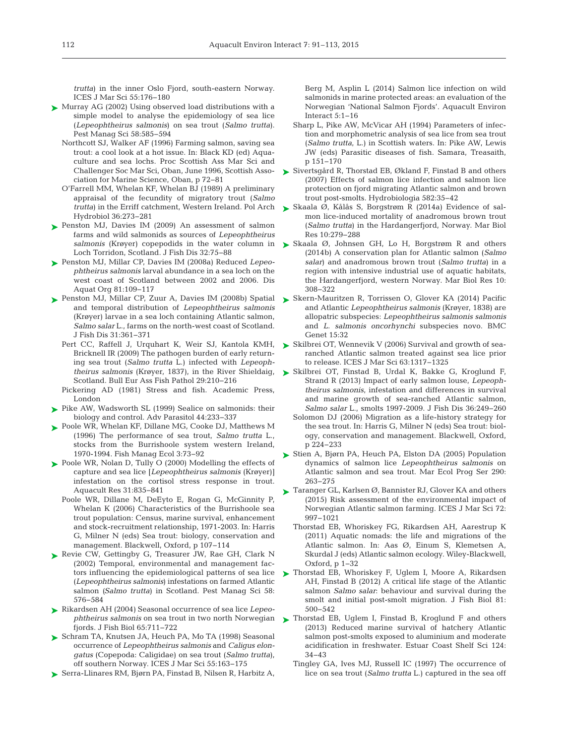*trutta*) in the inner Oslo Fjord, south-eastern Norway. ICES J Mar Sci 55:176–180

Murray AG (2002) Using observed load distributions with a simple model to analyse the epidemiology of sea lice (*Lepeophtheirus salmonis*) on sea trout (*Salmo trutta*). Pest Manag Sci 58:585–594

Northcott SJ, Walker AF (1996) Farming salmon, saving sea trout: a cool look at a hot issue. In: Black KD (ed) Aquaculture and sea lochs. Proc Scottish Ass Mar Sci and Challenger Soc Mar Sci, Oban, June 1996, Scottish Association for Marine Science, Oban, p 72–81

O'Farrell MM, Whelan KF, Whelan BJ (1989) A preliminary appraisal of the fecundity of migratory trout (*Salmo trutta*) in the Erriff catchment, Western Ireland. Pol Arch Hydrobiol 36:273–281

Penston MJ, Davies IM (2009) An assessment of salmon farms and wild salmonids as sources of *Lepeophtheirus salmonis* (Krøyer) copepodids in the water column in Loch Torridon, Scotland. J Fish Dis 32:75–88

Penston MJ, Millar CP, Davies IM (2008a) Reduced *Lepeophtheirus salmonis* larval abundance in a sea loch on the west coast of Scotland between 2002 and 2006. Dis Aquat Org 81:109–117

Penston MJ, Millar CP, Zuur A, Davies IM (2008b) Spatial and temporal distribution of *Lepeophtheirus salmonis* (Krøyer) larvae in a sea loch containing Atlantic salmon, *Salmo salar* L., farms on the north-west coast of Scotland. J Fish Dis 31:361–371

Pert CC, Raffell J, Urquhart K, Weir SJ, Kantola KMH, Bricknell IR (2009) The pathogen burden of early returning sea trout (*Salmo trutta* L.) infected with *Lepeophtheirus salmonis* (Krøyer, 1837), in the River Shieldaig, Scotland. Bull Eur Ass Fish Pathol 29:210–216

Pickering AD (1981) Stress and fish. Academic Press, London

Pike AW, Wadsworth SL (1999) Sealice on salmonids: their biology and control. Adv Parasitol 44:233–337

Poole WR, Whelan KF, Dillane MG, Cooke DJ, Matthews M (1996) The performance of sea trout, *Salmo trutta* L., stocks from the Burrishoole system western Ireland, 1970-1994. Fish Manag Ecol 3:73–92

Poole WR, Nolan D, Tully O (2000) Modelling the effects of capture and sea lice [*Lepeophtheirus salmonis* (Krøyer)] infestation on the cortisol stress response in trout. Aquacult Res 31:835–841

Poole WR, Dillane M, DeEyto E, Rogan G, McGinnity P, Whelan K (2006) Characteristics of the Burrishoole sea trout population: Census, marine survival, enhancement and stock-recruitment relationship, 1971-2003. In: Harris G, Milner N (eds) Sea trout: biology, conservation and management. Blackwell, Oxford, p 107–114

Revie CW, Gettingby G, Treasurer JW, Rae GH, Clark N (2002) Temporal, environmental and management factors influencing the epidemiological patterns of sea lice (*Lepeophtheirus salmonis*) infestations on farmed Atlantic salmon (*Salmo trutta*) in Scotland. Pest Manag Sci 58: 576–584

Rikardsen AH (2004) Seasonal occurrence of sea lice *Lepeophtheirus salmonis* on sea trout in two north Norwegian fjords. J Fish Biol 65:711–722

Schram TA, Knutsen JA, Heuch PA, Mo TA (1998) Seasonal occurrence of *Lepeophtheirus salmonis* and *Caligus elongatus* (Copepoda: Caligidae) on sea trout (*Salmo trutta*), off southern Norway. ICES J Mar Sci 55:163–175

Serra-Llinares RM, Bjørn PA, Finstad B, Nilsen R, Harbitz A, Berg M, Asplin L (2014) Salmon lice infection on wild salmonids in marine protected areas: an evaluation of the Norwegian 'National Salmon Fjords'. Aquacult Environ Interact 5:1–16

Sharp L, Pike AW, McVicar AH (1994) Parameters of infection and morphometric analysis of sea lice from sea trout (*Salmo trutta*, L.) in Scottish waters. In: Pike AW, Lewis JW (eds) Parasitic diseases of fish. Samara, Treasaith, p 151–170

Sivertsgård R, Thorstad EB, Økland F, Finstad B and others (2007) Effects of salmon lice infection and salmon lice protection on fjord migrating Atlantic salmon and brown trout post-smolts. Hydrobiologia 582:35–42

Skaala Ø, Kålås S, Borgstrøm R (2014a) Evidence of salmon lice-induced mortality of anadromous brown trout (*Salmo trutta*) in the Hardangerfjord, Norway. Mar Biol Res 10:279–288

Skaala Ø, Johnsen GH, Lo H, Borgstrøm R and others (2014b) A conservation plan for Atlantic salmon (*Salmo salar*) and anadromous brown trout (*Salmo trutta*) in a region with intensive industrial use of aquatic habitats, the Hardangerfjord, western Norway. Mar Biol Res 10: 308–322

Skern-Mauritzen R, Torrissen O, Glover KA (2014) Pacific and Atlantic *Lepeophtheirus salmonis* (Krøyer, 1838) are allopatric subspecies: *Lepeophtheirus salmonis salmonis* and *L. salmonis oncorhynchi* subspecies novo. BMC Genet 15:32

Skilbrei OT, Wennevik V (2006) Survival and growth of sea-ranched Atlantic salmon treated against sea lice prior to release. ICES J Mar Sci 63:1317–1325

Skilbrei OT, Finstad B, Urdal K, Bakke G, Kroglund F, Strand R (2013) Impact of early salmon louse, *Lepeophtheirus salmonis*, infestation and differences in survival and marine growth of sea-ranched Atlantic salmon, *Salmo salar* L., smolts 1997-2009. J Fish Dis 36:249–260

Solomon DJ (2006) Migration as a life-history strategy for the sea trout. In: Harris G, Milner N (eds) Sea trout: biology, conservation and management. Blackwell, Oxford, p 224–233

Stien A, Bjørn PA, Heuch PA, Elston DA (2005) Population dynamics of salmon lice *Lepeophtheirus salmonis* on Atlantic salmon and sea trout. Mar Ecol Prog Ser 290: 263–275

Taranger GL, Karlsen Ø, Bannister RJ, Glover KA and others (2015) Risk assessment of the environmental impact of Norwegian Atlantic salmon farming. ICES J Mar Sci 72: 997–1021

Thorstad EB, Whoriskey FG, Rikardsen AH, Aarestrup K (2011) Aquatic nomads: the life and migrations of the Atlantic salmon. In: Aas Ø, Einum S, Klemetsen A, Skurdal J (eds) Atlantic salmon ecology. Wiley-Blackwell, Oxford, p 1–32

Thorstad EB, Whoriskey F, Uglem I, Moore A, Rikardsen AH, Finstad B (2012) A critical life stage of the Atlantic salmon *Salmo salar*: behaviour and survival during the smolt and initial post-smolt migration. J Fish Biol 81: 500–542

Thorstad EB, Uglem I, Finstad B, Kroglund F and others (2013) Reduced marine survival of hatchery Atlantic salmon post-smolts exposed to aluminium and moderate acidification in freshwater. Estuar Coast Shelf Sci 124: 34–43

Tingley GA, Ives MJ, Russell IC (1997) The occurrence of lice on sea trout (*Salmo trutta* L.) captured in the sea off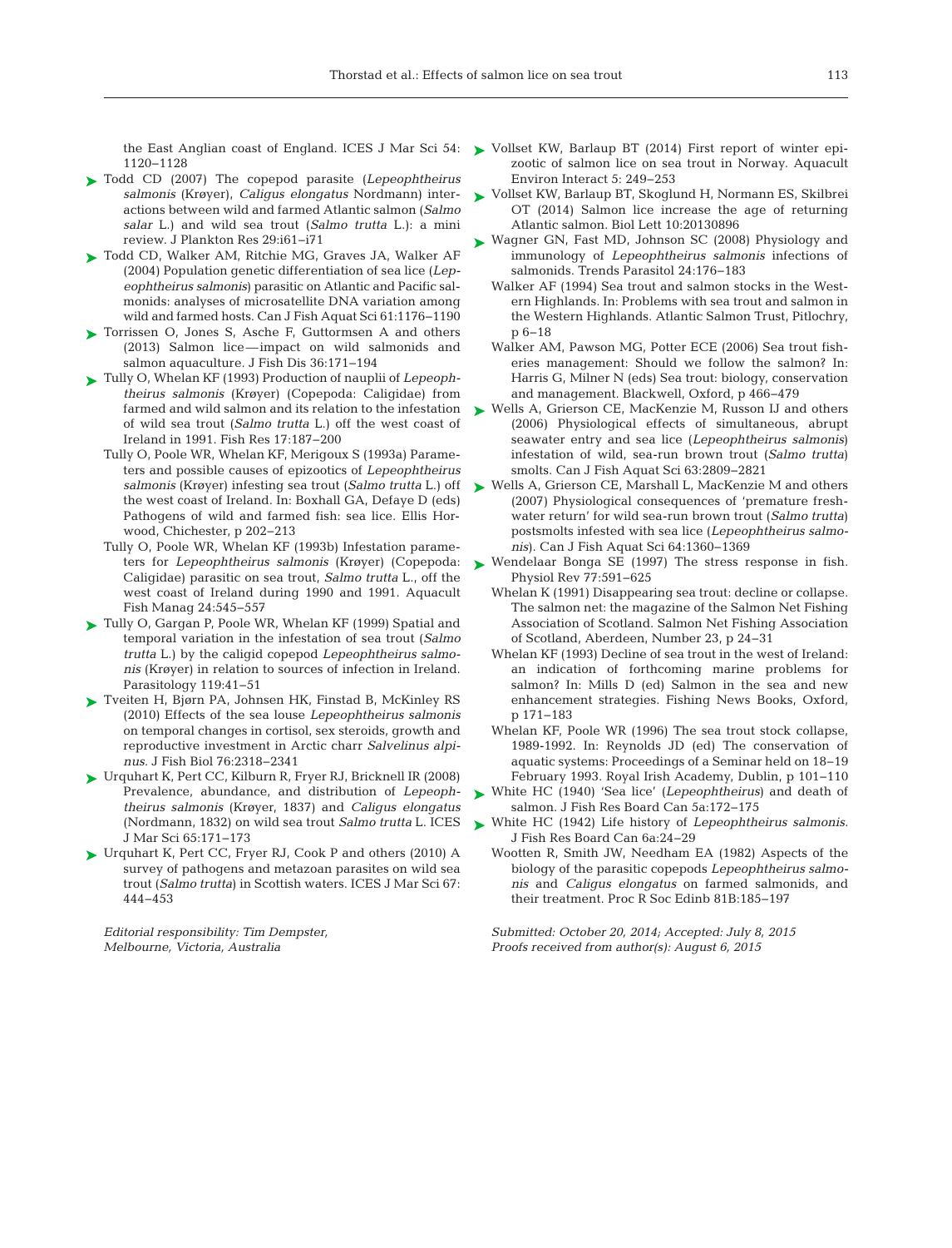the East Anglian coast of England. ICES J Mar Sci 54: 1120−1128

Todd CD (2007) The copepod parasite (*Lepeophtheirus salmonis* (Krøyer), *Caligus elongatus* Nordmann) interactions between wild and farmed Atlantic salmon (*Salmo salar* L.) and wild sea trout (*Salmo trutta* L.): a mini review. J Plankton Res 29:i61−i71

Todd CD, Walker AM, Ritchie MG, Graves JA, Walker AF (2004) Population genetic differentiation of sea lice (*Lepeophtheirus salmonis*) parasitic on Atlantic and Pacific salmonids: analyses of microsatellite DNA variation among wild and farmed hosts. Can J Fish Aquat Sci 61:1176−1190

Torrissen O, Jones S, Asche F, Guttormsen A and others (2013) Salmon lice — impact on wild salmonids and salmon aquaculture. J Fish Dis 36:171−194

Tully O, Whelan KF (1993) Production of nauplii of *Lepeophtheirus salmonis* (Krøyer) (Copepoda: Caligidae) from farmed and wild salmon and its relation to the infestation of wild sea trout (*Salmo trutta* L.) off the west coast of Ireland in 1991. Fish Res 17:187−200

Tully O, Poole WR, Whelan KF, Merigoux S (1993a) Parameters and possible causes of epizootics of *Lepeophtheirus salmonis* (Krøyer) infesting sea trout (*Salmo trutta* L.) off the west coast of Ireland. In: Boxhall GA, Defaye D (eds) Pathogens of wild and farmed fish: sea lice. Ellis Horwood, Chichester, p 202−213

Tully O, Poole WR, Whelan KF (1993b) Infestation parameters for *Lepeophtheirus salmonis* (Krøyer) (Copepoda: Caligidae) parasitic on sea trout, *Salmo trutta* L., off the west coast of Ireland during 1990 and 1991. Aquacult Fish Manag 24:545−557

Tully O, Gargan P, Poole WR, Whelan KF (1999) Spatial and temporal variation in the infestation of sea trout (*Salmo trutta* L.) by the caligid copepod *Lepeophtheirus salmonis* (Krøyer) in relation to sources of infection in Ireland. Parasitology 119:41−51

Tveiten H, Bjørn PA, Johnsen HK, Finstad B, McKinley RS (2010) Effects of the sea louse *Lepeophtheirus salmonis* on temporal changes in cortisol, sex steroids, growth and reproductive investment in Arctic charr *Salvelinus alpinus*. J Fish Biol 76:2318−2341

Urquhart K, Pert CC, Kilburn R, Fryer RJ, Bricknell IR (2008) Prevalence, abundance, and distribution of *Lepeophtheirus salmonis* (Krøyer, 1837) and *Caligus elongatus* (Nordmann, 1832) on wild sea trout *Salmo trutta* L. ICES J Mar Sci 65:171−173

Urquhart K, Pert CC, Fryer RJ, Cook P and others (2010) A survey of pathogens and metazoan parasites on wild sea trout (*Salmo trutta*) in Scottish waters. ICES J Mar Sci 67: 444−453

Vollset KW, Barlaup BT (2014) First report of winter epizootic of salmon lice on sea trout in Norway. Aquacult Environ Interact 5: 249−253

Vollset KW, Barlaup BT, Skoglund H, Normann ES, Skilbrei OT (2014) Salmon lice increase the age of returning Atlantic salmon. Biol Lett 10:20130896

Wagner GN, Fast MD, Johnson SC (2008) Physiology and immunology of *Lepeophtheirus salmonis* infections of salmonids. Trends Parasitol 24:176−183

Walker AF (1994) Sea trout and salmon stocks in the Western Highlands. In: Problems with sea trout and salmon in the Western Highlands. Atlantic Salmon Trust, Pitlochry, p 6−18

Walker AM, Pawson MG, Potter ECE (2006) Sea trout fisheries management: Should we follow the salmon? In: Harris G, Milner N (eds) Sea trout: biology, conservation and management. Blackwell, Oxford, p 466−479

Wells A, Grierson CE, MacKenzie M, Russon IJ and others (2006) Physiological effects of simultaneous, abrupt seawater entry and sea lice (*Lepeophtheirus salmonis*) infestation of wild, sea-run brown trout (*Salmo trutta*) smolts. Can J Fish Aquat Sci 63:2809−2821

Wells A, Grierson CE, Marshall L, MacKenzie M and others (2007) Physiological consequences of 'premature freshwater return' for wild sea-run brown trout (*Salmo trutta*) postsmolts infested with sea lice (*Lepeophtheirus salmonis*). Can J Fish Aquat Sci 64:1360−1369

Wendelaar Bonga SE (1997) The stress response in fish. Physiol Rev 77:591−625

Whelan K (1991) Disappearing sea trout: decline or collapse. The salmon net: the magazine of the Salmon Net Fishing Association of Scotland. Salmon Net Fishing Association of Scotland, Aberdeen, Number 23, p 24−31

Whelan KF (1993) Decline of sea trout in the west of Ireland: an indication of forthcoming marine problems for salmon? In: Mills D (ed) Salmon in the sea and new enhancement strategies. Fishing News Books, Oxford, p 171−183

Whelan KF, Poole WR (1996) The sea trout stock collapse, 1989-1992. In: Reynolds JD (ed) The conservation of aquatic systems: Proceedings of a Seminar held on 18−19 February 1993. Royal Irish Academy, Dublin, p 101−110

White HC (1940) 'Sea lice' (*Lepeophtheirus*) and death of salmon. J Fish Res Board Can 5a:172−175

White HC (1942) Life history of *Lepeophtheirus salmonis*. J Fish Res Board Can 6a:24−29

Wootten R, Smith JW, Needham EA (1982) Aspects of the biology of the parasitic copepods *Lepeophtheirus salmonis* and *Caligus elongatus* on farmed salmonids, and their treatment. Proc R Soc Edinb 81B:185−197

*Editorial responsibility: Tim Dempster, Melbourne, Victoria, Australia*

*Submitted: October 20, 2014; Accepted: July 8, 2015*
*Proofs received from author(s): August 6, 2015*